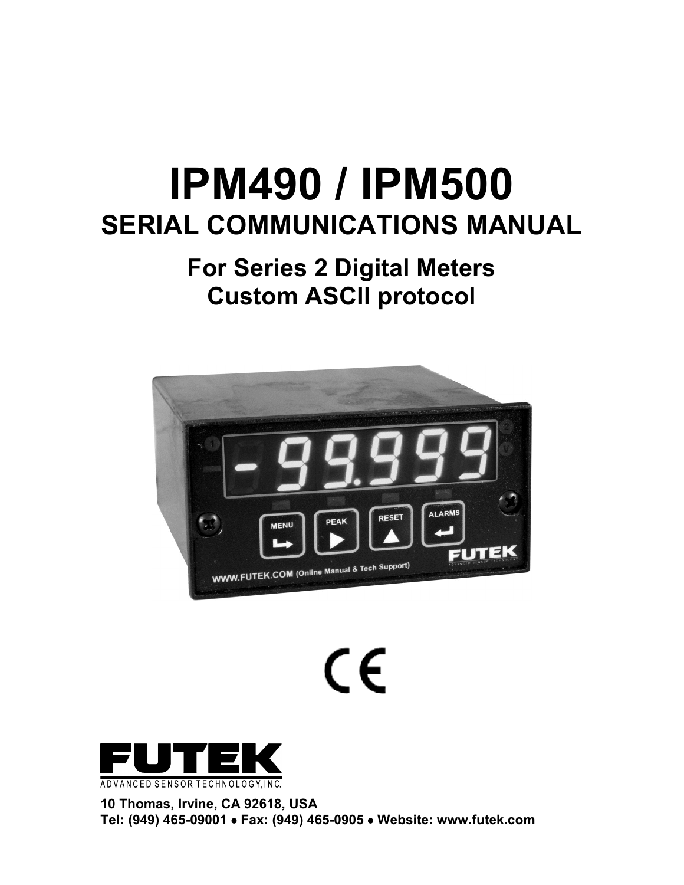# IPM490 / IPM500

## SERIAL COMMUNICATIONS MANUAL

### For Series 2 Digital Meters
### Custom ASCII protocol

**FUTEK**
ADVANCED SENSOR TECHNOLOGY, INC.

**10 Thomas, Irvine, CA 92618, USA**
**Tel: (949) 465-09001 • Fax: (949) 465-0905 • Website: www.futek.com**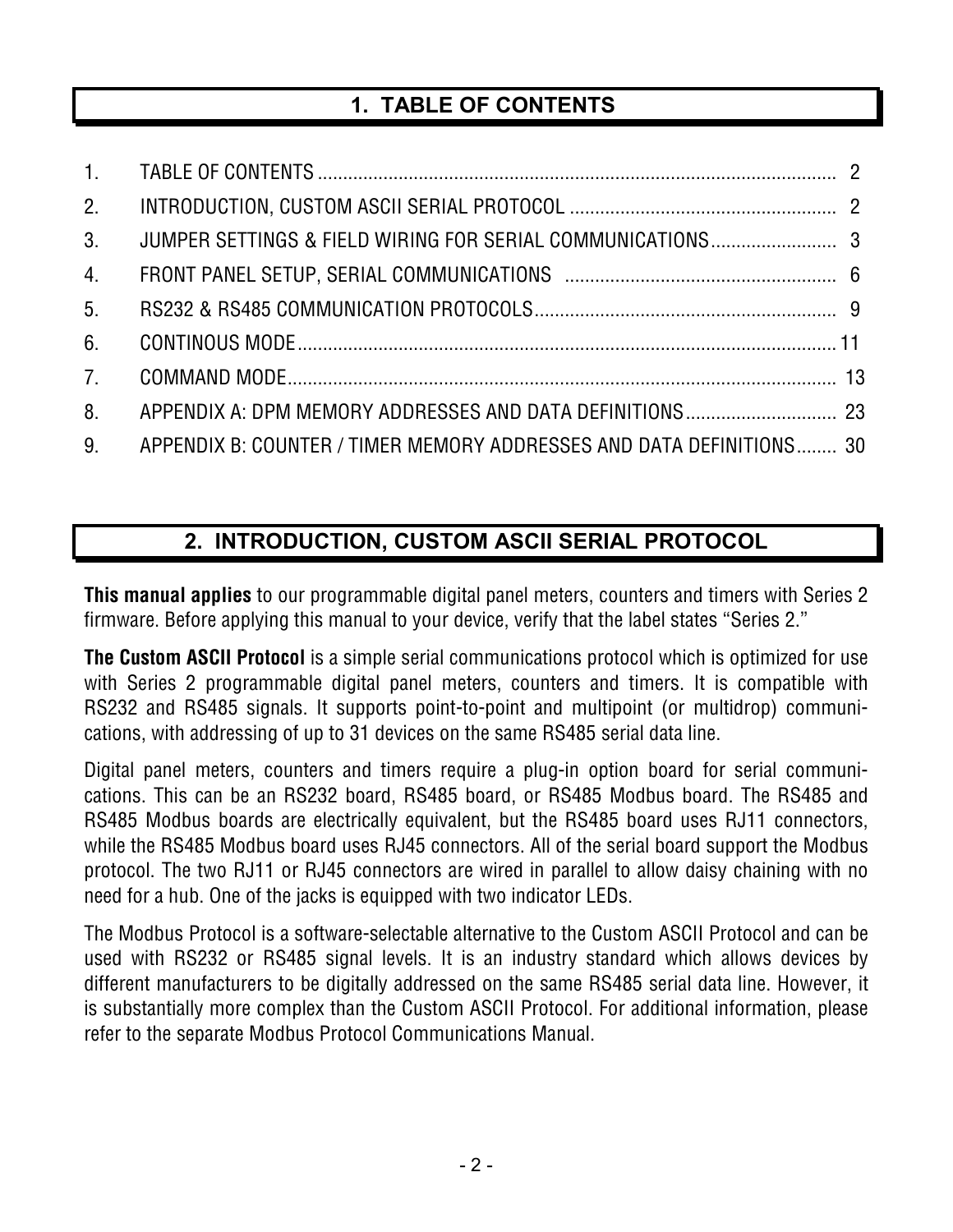# 1. TABLE OF CONTENTS

| | | |
|---|---|---|
| 1. | TABLE OF CONTENTS | 2 |
| 2. | INTRODUCTION, CUSTOM ASCII SERIAL PROTOCOL | 2 |
| 3. | JUMPER SETTINGS & FIELD WIRING FOR SERIAL COMMUNICATIONS | 3 |
| 4. | FRONT PANEL SETUP, SERIAL COMMUNICATIONS | 6 |
| 5. | RS232 & RS485 COMMUNICATION PROTOCOLS | 9 |
| 6. | CONTINOUS MODE | 11 |
| 7. | COMMAND MODE | 13 |
| 8. | APPENDIX A: DPM MEMORY ADDRESSES AND DATA DEFINITIONS | 23 |
| 9. | APPENDIX B: COUNTER / TIMER MEMORY ADDRESSES AND DATA DEFINITIONS | 30 |

# 2. INTRODUCTION, CUSTOM ASCII SERIAL PROTOCOL

**This manual applies** to our programmable digital panel meters, counters and timers with Series 2 firmware. Before applying this manual to your device, verify that the label states "Series 2."

**The Custom ASCII Protocol** is a simple serial communications protocol which is optimized for use with Series 2 programmable digital panel meters, counters and timers. It is compatible with RS232 and RS485 signals. It supports point-to-point and multipoint (or multidrop) communications, with addressing of up to 31 devices on the same RS485 serial data line.

Digital panel meters, counters and timers require a plug-in option board for serial communications. This can be an RS232 board, RS485 board, or RS485 Modbus board. The RS485 and RS485 Modbus boards are electrically equivalent, but the RS485 board uses RJ11 connectors, while the RS485 Modbus board uses RJ45 connectors. All of the serial board support the Modbus protocol. The two RJ11 or RJ45 connectors are wired in parallel to allow daisy chaining with no need for a hub. One of the jacks is equipped with two indicator LEDs.

The Modbus Protocol is a software-selectable alternative to the Custom ASCII Protocol and can be used with RS232 or RS485 signal levels. It is an industry standard which allows devices by different manufacturers to be digitally addressed on the same RS485 serial data line. However, it is substantially more complex than the Custom ASCII Protocol. For additional information, please refer to the separate Modbus Protocol Communications Manual.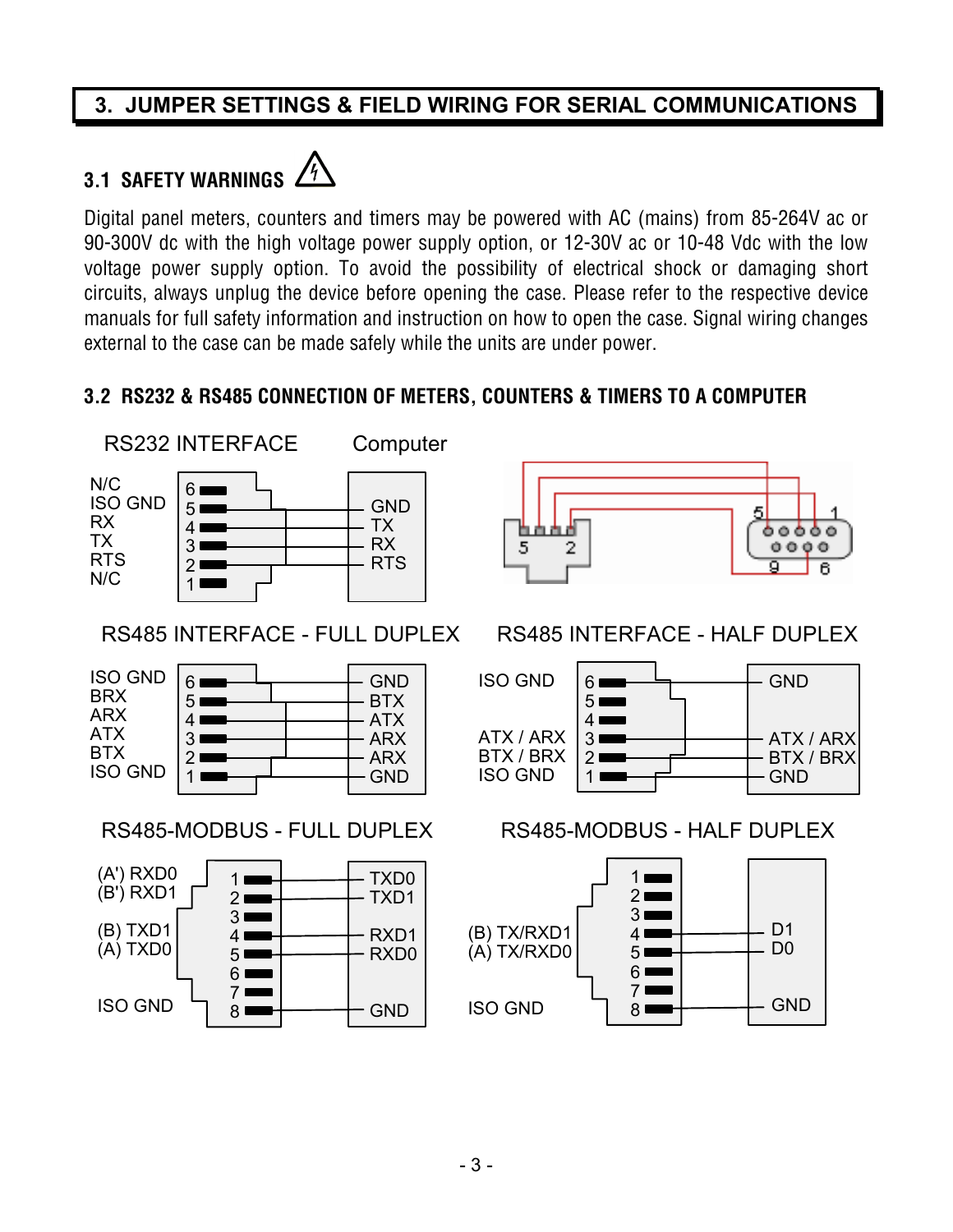# 3. JUMPER SETTINGS & FIELD WIRING FOR SERIAL COMMUNICATIONS

## 3.1 SAFETY WARNINGS

Digital panel meters, counters and timers may be powered with AC (mains) from 85-264V ac or 90-300V dc with the high voltage power supply option, or 12-30V ac or 10-48 Vdc with the low voltage power supply option. To avoid the possibility of electrical shock or damaging short circuits, always unplug the device before opening the case. Please refer to the respective device manuals for full safety information and instruction on how to open the case. Signal wiring changes external to the case can be made safely while the units are under power.

## 3.2 RS232 & RS485 CONNECTION OF METERS, COUNTERS & TIMERS TO A COMPUTER

RS232 INTERFACE — Computer

| Meter signal | Pin | Computer |
|---|---|---|
| N/C | 6 | |
| ISO GND | 5 | GND |
| RX | 4 | TX |
| TX | 3 | RX |
| RTS | 2 | RTS |
| N/C | 1 | |

RS485 INTERFACE - FULL DUPLEX

| Meter signal | Pin | Computer |
|---|---|---|
| ISO GND | 6 | GND |
| BRX | 5 | BTX |
| ARX | 4 | ATX |
| ATX | 3 | ARX |
| BTX | 2 | ARX |
| ISO GND | 1 | GND |

RS485 INTERFACE - HALF DUPLEX

| Meter signal | Pin | Computer |
|---|---|---|
| ISO GND | 6 | GND |
| | 5 | |
| | 4 | |
| ATX / ARX | 3 | ATX / ARX |
| BTX / BRX | 2 | BTX / BRX |
| ISO GND | 1 | GND |

RS485-MODBUS - FULL DUPLEX

| Meter signal | Pin | Computer |
|---|---|---|
| (A') RXD0 | 1 | TXD0 |
| (B') RXD1 | 2 | TXD1 |
| | 3 | |
| (B) TXD1 | 4 | RXD1 |
| (A) TXD0 | 5 | RXD0 |
| | 6 | |
| | 7 | |
| ISO GND | 8 | GND |

RS485-MODBUS - HALF DUPLEX

| Meter signal | Pin | Computer |
|---|---|---|
| | 1 | |
| | 2 | |
| | 3 | |
| (B) TX/RXD1 | 4 | D1 |
| (A) TX/RXD0 | 5 | D0 |
| | 6 | |
| | 7 | |
| ISO GND | 8 | GND |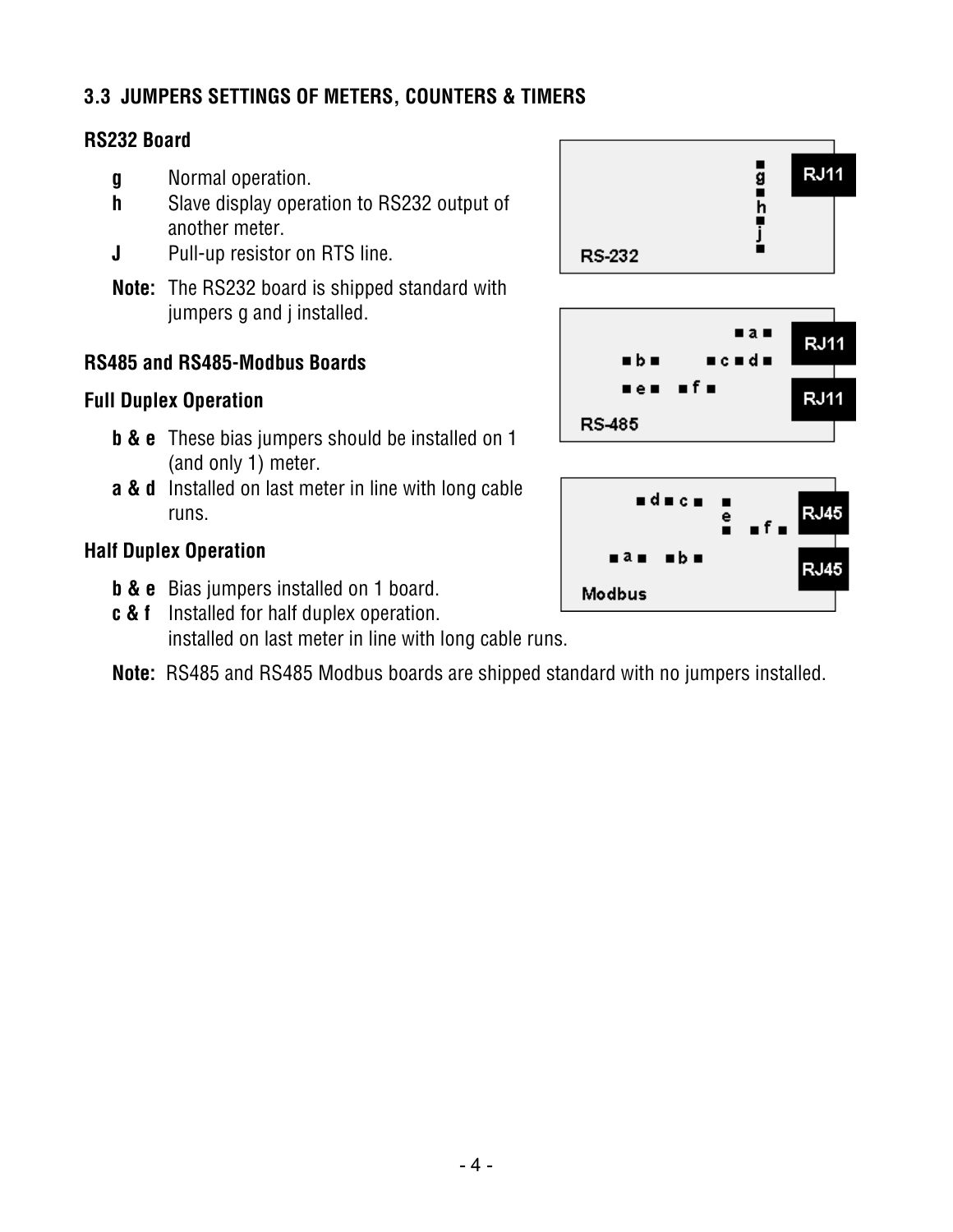### 3.3 JUMPERS SETTINGS OF METERS, COUNTERS & TIMERS

#### RS232 Board

- **g** Normal operation.
- **h** Slave display operation to RS232 output of another meter.
- **J** Pull-up resistor on RTS line.

**Note:** The RS232 board is shipped standard with jumpers g and j installed.

#### RS485 and RS485-Modbus Boards

#### Full Duplex Operation

- **b & e** These bias jumpers should be installed on 1 (and only 1) meter.
- **a & d** Installed on last meter in line with long cable runs.

#### Half Duplex Operation

- **b & e** Bias jumpers installed on 1 board.
- **c & f** Installed for half duplex operation.
  installed on last meter in line with long cable runs.

**Note:** RS485 and RS485 Modbus boards are shipped standard with no jumpers installed.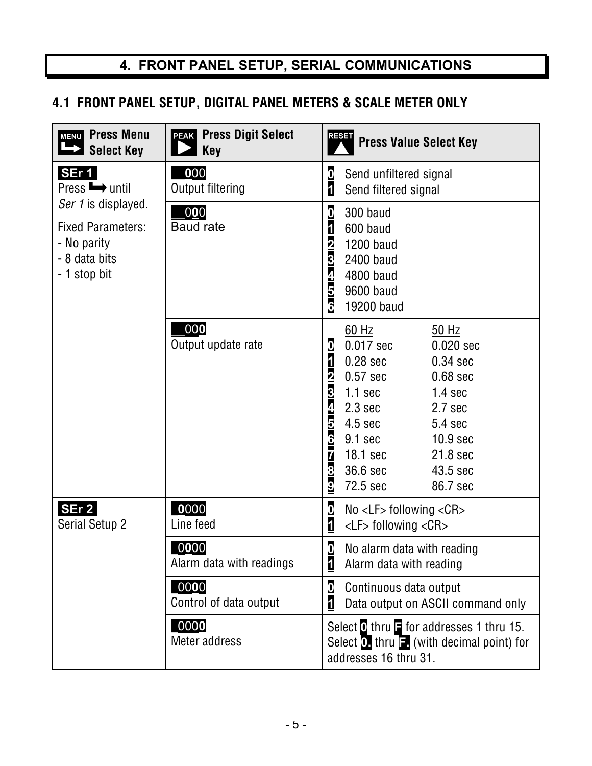## 4. FRONT PANEL SETUP, SERIAL COMMUNICATIONS

### 4.1 FRONT PANEL SETUP, DIGITAL PANEL METERS & SCALE METER ONLY

| MENU Press Menu Select Key | PEAK Press Digit Select Key | RESET Press Value Select Key |
|---|---|---|
| **SEr 1**<br>Press ➥ until *Ser 1* is displayed.<br><br>Fixed Parameters:<br>- No parity<br>- 8 data bits<br>- 1 stop bit | __**0**00<br>Output filtering | **0** Send unfiltered signal<br>**1** Send filtered signal |
| | __0**0**0<br>Baud rate | **0** 300 baud<br>**1** 600 baud<br>**2** 1200 baud<br>**3** 2400 baud<br>**4** 4800 baud<br>**5** 9600 baud<br>**6** 19200 baud |
| | __00**0**<br>Output update rate | 60 Hz / 50 Hz<br>**0** 0.017 sec / 0.020 sec<br>**1** 0.28 sec / 0.34 sec<br>**2** 0.57 sec / 0.68 sec<br>**3** 1.1 sec / 1.4 sec<br>**4** 2.3 sec / 2.7 sec<br>**5** 4.5 sec / 5.4 sec<br>**6** 9.1 sec / 10.9 sec<br>**7** 18.1 sec / 21.8 sec<br>**8** 36.6 sec / 43.5 sec<br>**9** 72.5 sec / 86.7 sec |
| **SEr 2**<br>Serial Setup 2 | _**0**000<br>Line feed | **0** No <LF> following <CR><br>**1** <LF> following <CR> |
| | _0**0**00<br>Alarm data with readings | **0** No alarm data with reading<br>**1** Alarm data with reading |
| | _00**0**0<br>Control of data output | **0** Continuous data output<br>**1** Data output on ASCII command only |
| | _000**0**<br>Meter address | Select **0** thru **F** for addresses 1 thru 15.<br>Select **0.** thru **F.** (with decimal point) for addresses 16 thru 31. |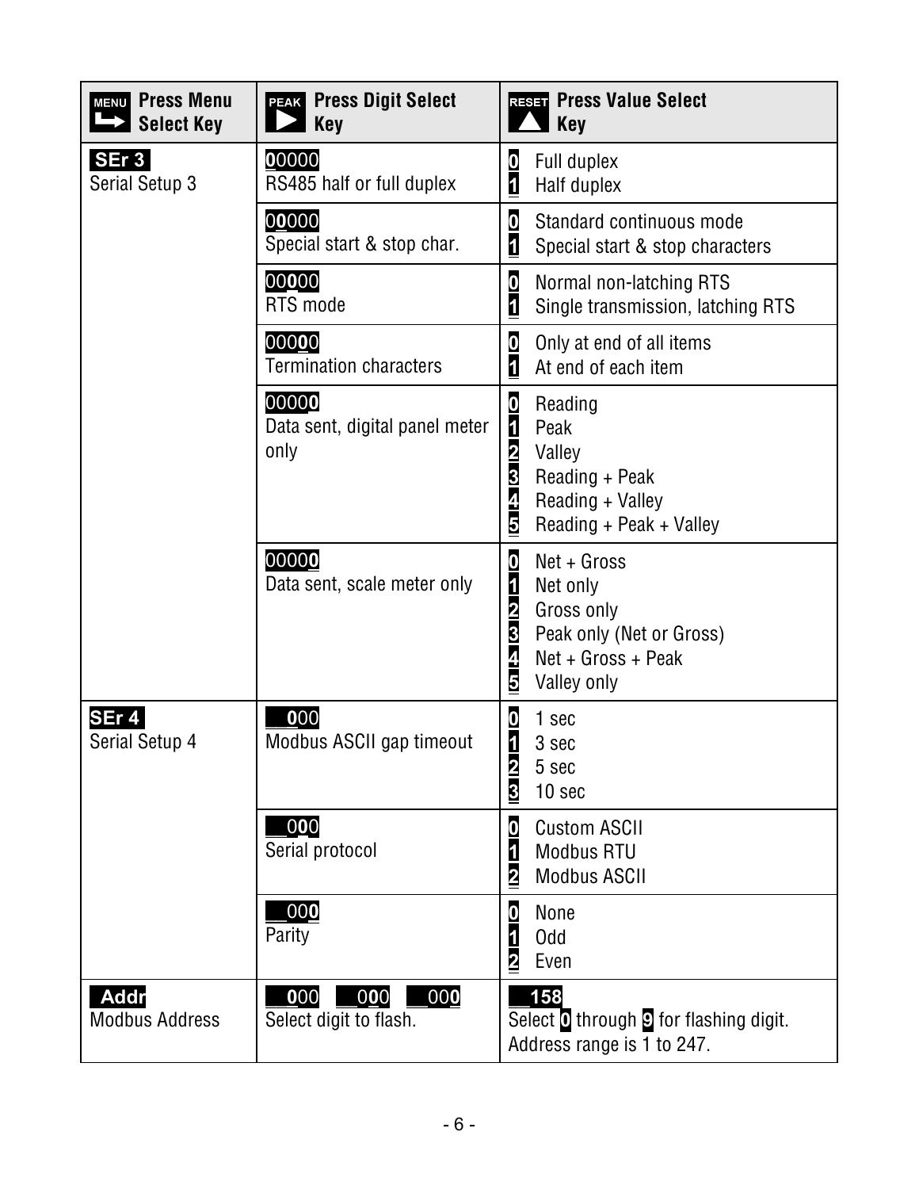| MENU Press Menu Select Key | PEAK Press Digit Select Key | RESET Press Value Select Key |
|---|---|---|
| **SEr 3** Serial Setup 3 | **0**0000 RS485 half or full duplex | 0 Full duplex<br>1 Half duplex |
| | 0**0**000 Special start & stop char. | 0 Standard continuous mode<br>1 Special start & stop characters |
| | 00**0**00 RTS mode | 0 Normal non-latching RTS<br>1 Single transmission, latching RTS |
| | 000**0**0 Termination characters | 0 Only at end of all items<br>1 At end of each item |
| | 0000**0** Data sent, digital panel meter only | 0 Reading<br>1 Peak<br>2 Valley<br>3 Reading + Peak<br>4 Reading + Valley<br>5 Reading + Peak + Valley |
| | 0000**0** Data sent, scale meter only | 0 Net + Gross<br>1 Net only<br>2 Gross only<br>3 Peak only (Net or Gross)<br>4 Net + Gross + Peak<br>5 Valley only |
| **SEr 4** Serial Setup 4 | __**0**00 Modbus ASCII gap timeout | 0 1 sec<br>1 3 sec<br>2 5 sec<br>3 10 sec |
| | __0**0**0 Serial protocol | 0 Custom ASCII<br>1 Modbus RTU<br>2 Modbus ASCII |
| | __00**0** Parity | 0 None<br>1 Odd<br>2 Even |
| **Addr** Modbus Address | __**0**00 __0**0**0 __00**0** Select digit to flash. | __158 Select 0 through 9 for flashing digit. Address range is 1 to 247. |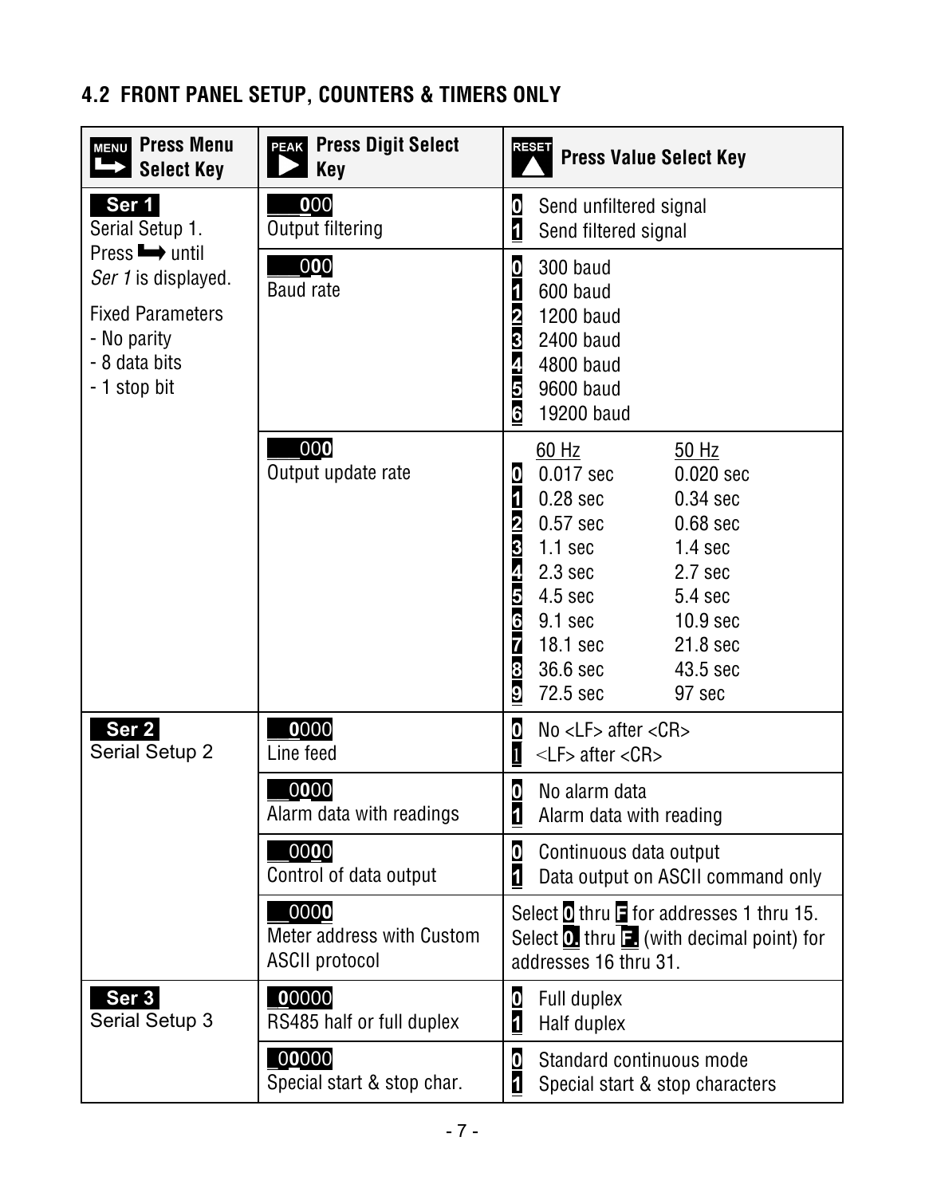## 4.2 FRONT PANEL SETUP, COUNTERS & TIMERS ONLY

| MENU Press Menu Select Key | PEAK Press Digit Select Key | RESET Press Value Select Key |
|---|---|---|
| **Ser 1**<br>Serial Setup 1.<br>Press ➡ until *Ser 1* is displayed.<br><br>Fixed Parameters<br>- No parity<br>- 8 data bits<br>- 1 stop bit | ___000<br>Output filtering | **0** Send unfiltered signal<br>**1** Send filtered signal |
| | ___000<br>Baud rate | **0** 300 baud<br>**1** 600 baud<br>**2** 1200 baud<br>**3** 2400 baud<br>**4** 4800 baud<br>**5** 9600 baud<br>**6** 19200 baud |
| | ___000<br>Output update rate | 60 Hz / 50 Hz<br>**0** 0.017 sec / 0.020 sec<br>**1** 0.28 sec / 0.34 sec<br>**2** 0.57 sec / 0.68 sec<br>**3** 1.1 sec / 1.4 sec<br>**4** 2.3 sec / 2.7 sec<br>**5** 4.5 sec / 5.4 sec<br>**6** 9.1 sec / 10.9 sec<br>**7** 18.1 sec / 21.8 sec<br>**8** 36.6 sec / 43.5 sec<br>**9** 72.5 sec / 97 sec |
| **Ser 2**<br>Serial Setup 2 | __0000<br>Line feed | **0** No <LF> after <CR><br>**1** <LF> after <CR> |
| | __0000<br>Alarm data with readings | **0** No alarm data<br>**1** Alarm data with reading |
| | __0000<br>Control of data output | **0** Continuous data output<br>**1** Data output on ASCII command only |
| | __0000<br>Meter address with Custom ASCII protocol | Select **0** thru **F** for addresses 1 thru 15.<br>Select **0.** thru **F.** (with decimal point) for addresses 16 thru 31. |
| **Ser 3**<br>Serial Setup 3 | _00000<br>RS485 half or full duplex | **0** Full duplex<br>**1** Half duplex |
| | _00000<br>Special start & stop char. | **0** Standard continuous mode<br>**1** Special start & stop characters |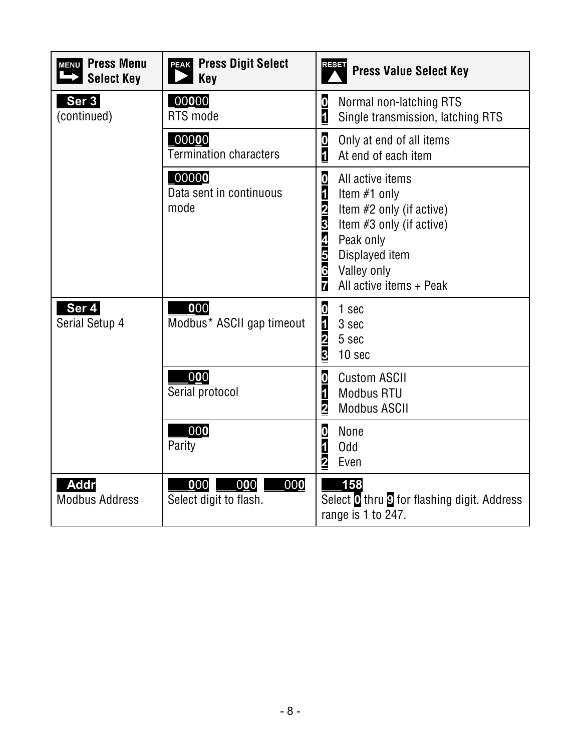| MENU Press Menu Select Key | PEAK Press Digit Select Key | RESET Press Value Select Key |
|---|---|---|
| **Ser 3** (continued) | _00**0**00 RTS mode | **0** Normal non-latching RTS<br>**1** Single transmission, latching RTS |
| | _000**0**0 Termination characters | **0** Only at end of all items<br>**1** At end of each item |
| | _0000**0** Data sent in continuous mode | **0** All active items<br>**1** Item #1 only<br>**2** Item #2 only (if active)<br>**3** Item #3 only (if active)<br>**4** Peak only<br>**5** Displayed item<br>**6** Valley only<br>**7** All active items + Peak |
| **Ser 4** Serial Setup 4 | **0**00 Modbus* ASCII gap timeout | **0** 1 sec<br>**1** 3 sec<br>**2** 5 sec<br>**3** 10 sec |
| | 0**0**0 Serial protocol | **0** Custom ASCII<br>**1** Modbus RTU<br>**2** Modbus ASCII |
| | 00**0** Parity | **0** None<br>**1** Odd<br>**2** Even |
| **Addr** Modbus Address | **0**00 0**0**0 00**0** Select digit to flash. | **158** Select **0** thru **9** for flashing digit. Address range is 1 to 247. |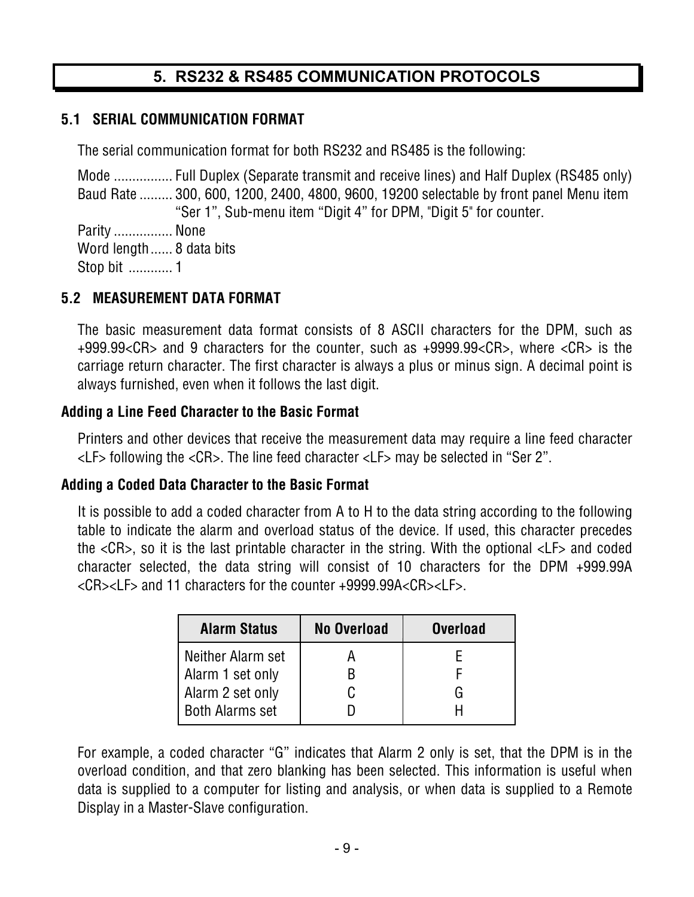# 5. RS232 & RS485 COMMUNICATION PROTOCOLS

## 5.1 SERIAL COMMUNICATION FORMAT

The serial communication format for both RS232 and RS485 is the following:

Mode ................ Full Duplex (Separate transmit and receive lines) and Half Duplex (RS485 only)
Baud Rate ......... 300, 600, 1200, 2400, 4800, 9600, 19200 selectable by front panel Menu item "Ser 1", Sub-menu item "Digit 4" for DPM, "Digit 5" for counter.
Parity ................ None
Word length...... 8 data bits
Stop bit ............ 1

## 5.2 MEASUREMENT DATA FORMAT

The basic measurement data format consists of 8 ASCII characters for the DPM, such as +999.99<CR> and 9 characters for the counter, such as +9999.99<CR>, where <CR> is the carriage return character. The first character is always a plus or minus sign. A decimal point is always furnished, even when it follows the last digit.

### Adding a Line Feed Character to the Basic Format

Printers and other devices that receive the measurement data may require a line feed character <LF> following the <CR>. The line feed character <LF> may be selected in "Ser 2".

### Adding a Coded Data Character to the Basic Format

It is possible to add a coded character from A to H to the data string according to the following table to indicate the alarm and overload status of the device. If used, this character precedes the <CR>, so it is the last printable character in the string. With the optional <LF> and coded character selected, the data string will consist of 10 characters for the DPM +999.99A <CR><LF> and 11 characters for the counter +9999.99A<CR><LF>.

| Alarm Status | No Overload | Overload |
|---|---|---|
| Neither Alarm set | A | E |
| Alarm 1 set only | B | F |
| Alarm 2 set only | C | G |
| Both Alarms set | D | H |

For example, a coded character "G" indicates that Alarm 2 only is set, that the DPM is in the overload condition, and that zero blanking has been selected. This information is useful when data is supplied to a computer for listing and analysis, or when data is supplied to a Remote Display in a Master-Slave configuration.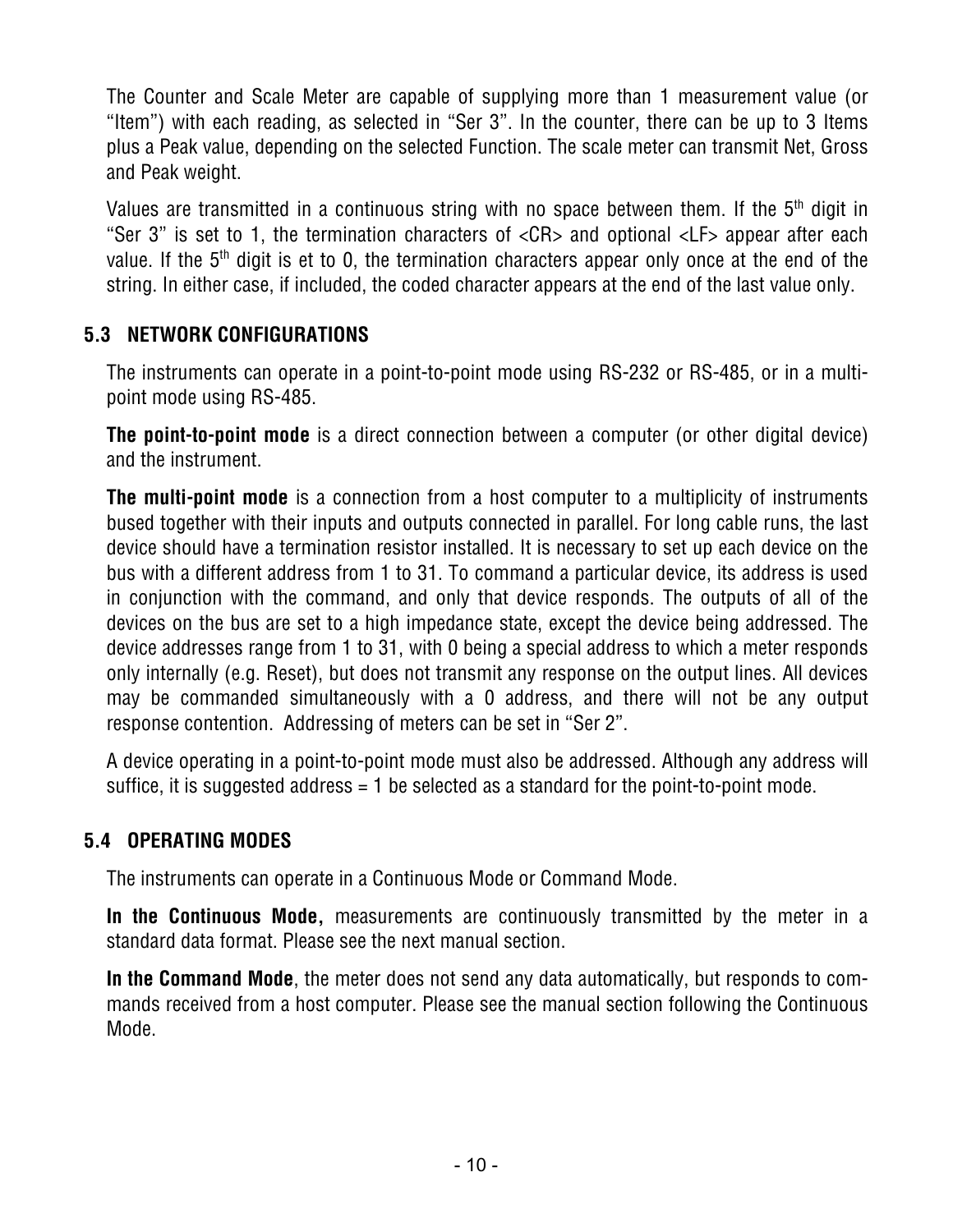The Counter and Scale Meter are capable of supplying more than 1 measurement value (or "Item") with each reading, as selected in "Ser 3". In the counter, there can be up to 3 Items plus a Peak value, depending on the selected Function. The scale meter can transmit Net, Gross and Peak weight.

Values are transmitted in a continuous string with no space between them. If the 5th digit in "Ser 3" is set to 1, the termination characters of <CR> and optional <LF> appear after each value. If the 5th digit is et to 0, the termination characters appear only once at the end of the string. In either case, if included, the coded character appears at the end of the last value only.

## 5.3 NETWORK CONFIGURATIONS

The instruments can operate in a point-to-point mode using RS-232 or RS-485, or in a multi-point mode using RS-485.

**The point-to-point mode** is a direct connection between a computer (or other digital device) and the instrument.

**The multi-point mode** is a connection from a host computer to a multiplicity of instruments bused together with their inputs and outputs connected in parallel. For long cable runs, the last device should have a termination resistor installed. It is necessary to set up each device on the bus with a different address from 1 to 31. To command a particular device, its address is used in conjunction with the command, and only that device responds. The outputs of all of the devices on the bus are set to a high impedance state, except the device being addressed. The device addresses range from 1 to 31, with 0 being a special address to which a meter responds only internally (e.g. Reset), but does not transmit any response on the output lines. All devices may be commanded simultaneously with a 0 address, and there will not be any output response contention. Addressing of meters can be set in "Ser 2".

A device operating in a point-to-point mode must also be addressed. Although any address will suffice, it is suggested address = 1 be selected as a standard for the point-to-point mode.

## 5.4 OPERATING MODES

The instruments can operate in a Continuous Mode or Command Mode.

**In the Continuous Mode,** measurements are continuously transmitted by the meter in a standard data format. Please see the next manual section.

**In the Command Mode**, the meter does not send any data automatically, but responds to commands received from a host computer. Please see the manual section following the Continuous Mode.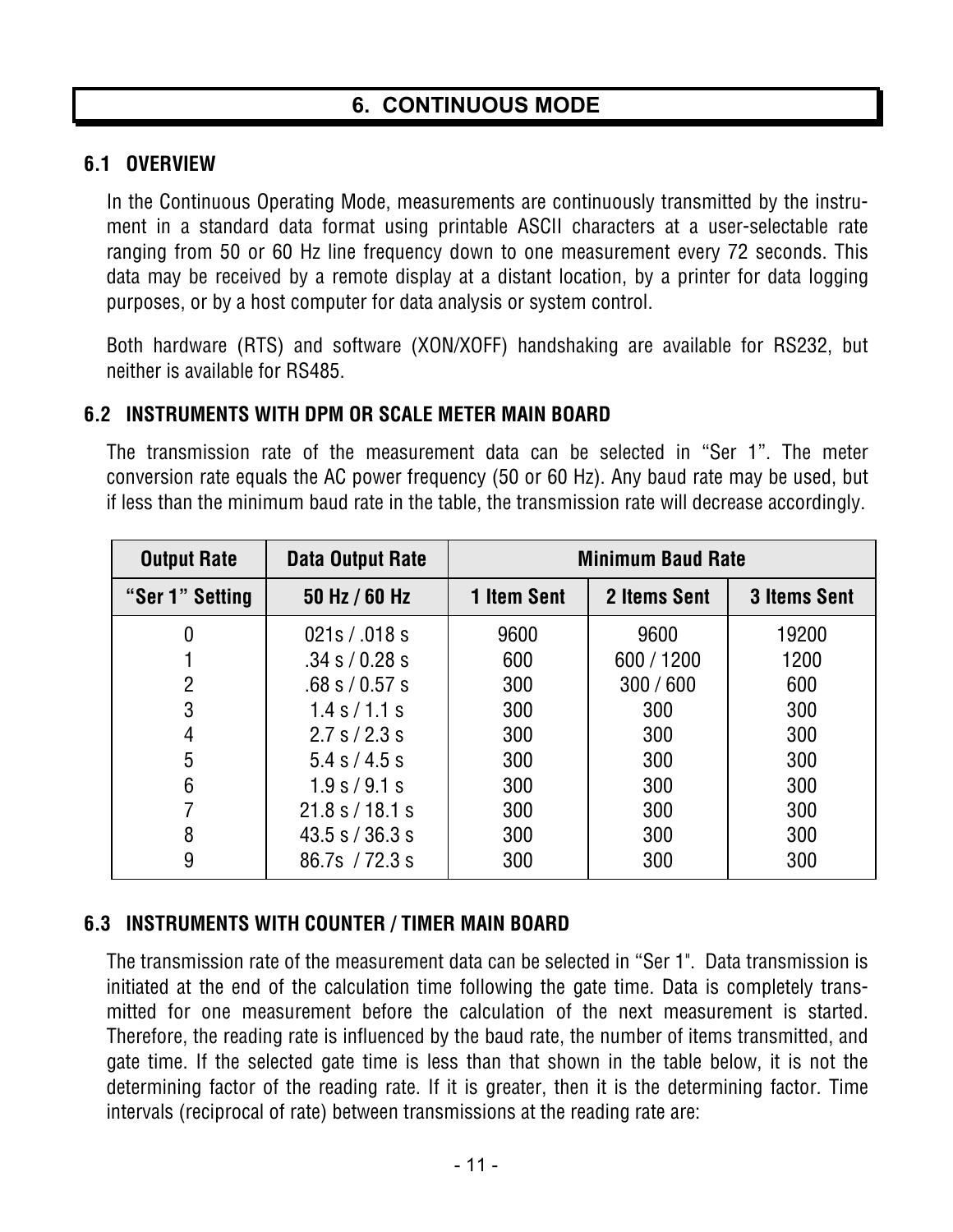# 6. CONTINUOUS MODE

## 6.1 OVERVIEW

In the Continuous Operating Mode, measurements are continuously transmitted by the instrument in a standard data format using printable ASCII characters at a user-selectable rate ranging from 50 or 60 Hz line frequency down to one measurement every 72 seconds. This data may be received by a remote display at a distant location, by a printer for data logging purposes, or by a host computer for data analysis or system control.

Both hardware (RTS) and software (XON/XOFF) handshaking are available for RS232, but neither is available for RS485.

## 6.2 INSTRUMENTS WITH DPM OR SCALE METER MAIN BOARD

The transmission rate of the measurement data can be selected in "Ser 1". The meter conversion rate equals the AC power frequency (50 or 60 Hz). Any baud rate may be used, but if less than the minimum baud rate in the table, the transmission rate will decrease accordingly.

| Output Rate | Data Output Rate | Minimum Baud Rate | | |
|---|---|---|---|---|
| **"Ser 1" Setting** | **50 Hz / 60 Hz** | **1 Item Sent** | **2 Items Sent** | **3 Items Sent** |
| 0 | 021s / .018 s | 9600 | 9600 | 19200 |
| 1 | .34 s / 0.28 s | 600 | 600 / 1200 | 1200 |
| 2 | .68 s / 0.57 s | 300 | 300 / 600 | 600 |
| 3 | 1.4 s / 1.1 s | 300 | 300 | 300 |
| 4 | 2.7 s / 2.3 s | 300 | 300 | 300 |
| 5 | 5.4 s / 4.5 s | 300 | 300 | 300 |
| 6 | 1.9 s / 9.1 s | 300 | 300 | 300 |
| 7 | 21.8 s / 18.1 s | 300 | 300 | 300 |
| 8 | 43.5 s / 36.3 s | 300 | 300 | 300 |
| 9 | 86.7s / 72.3 s | 300 | 300 | 300 |

## 6.3 INSTRUMENTS WITH COUNTER / TIMER MAIN BOARD

The transmission rate of the measurement data can be selected in "Ser 1". Data transmission is initiated at the end of the calculation time following the gate time. Data is completely transmitted for one measurement before the calculation of the next measurement is started. Therefore, the reading rate is influenced by the baud rate, the number of items transmitted, and gate time. If the selected gate time is less than that shown in the table below, it is not the determining factor of the reading rate. If it is greater, then it is the determining factor. Time intervals (reciprocal of rate) between transmissions at the reading rate are: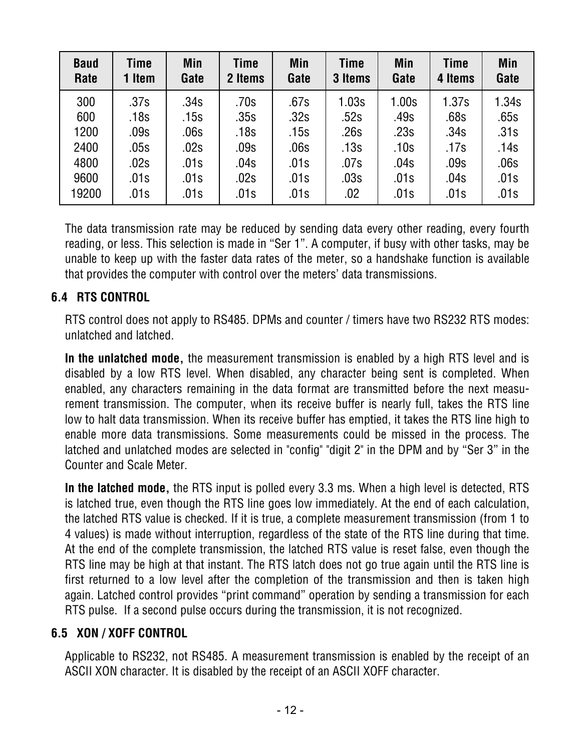| Baud Rate | Time 1 Item | Min Gate | Time 2 Items | Min Gate | Time 3 Items | Min Gate | Time 4 Items | Min Gate |
|---|---|---|---|---|---|---|---|---|
| 300 | .37s | .34s | .70s | .67s | 1.03s | 1.00s | 1.37s | 1.34s |
| 600 | .18s | .15s | .35s | .32s | .52s | .49s | .68s | .65s |
| 1200 | .09s | .06s | .18s | .15s | .26s | .23s | .34s | .31s |
| 2400 | .05s | .02s | .09s | .06s | .13s | .10s | .17s | .14s |
| 4800 | .02s | .01s | .04s | .01s | .07s | .04s | .09s | .06s |
| 9600 | .01s | .01s | .02s | .01s | .03s | .01s | .04s | .01s |
| 19200 | .01s | .01s | .01s | .01s | .02 | .01s | .01s | .01s |

The data transmission rate may be reduced by sending data every other reading, every fourth reading, or less. This selection is made in "Ser 1". A computer, if busy with other tasks, may be unable to keep up with the faster data rates of the meter, so a handshake function is available that provides the computer with control over the meters' data transmissions.

## 6.4 RTS CONTROL

RTS control does not apply to RS485. DPMs and counter / timers have two RS232 RTS modes: unlatched and latched.

**In the unlatched mode,** the measurement transmission is enabled by a high RTS level and is disabled by a low RTS level. When disabled, any character being sent is completed. When enabled, any characters remaining in the data format are transmitted before the next measurement transmission. The computer, when its receive buffer is nearly full, takes the RTS line low to halt data transmission. When its receive buffer has emptied, it takes the RTS line high to enable more data transmissions. Some measurements could be missed in the process. The latched and unlatched modes are selected in "config" "digit 2" in the DPM and by "Ser 3" in the Counter and Scale Meter.

**In the latched mode,** the RTS input is polled every 3.3 ms. When a high level is detected, RTS is latched true, even though the RTS line goes low immediately. At the end of each calculation, the latched RTS value is checked. If it is true, a complete measurement transmission (from 1 to 4 values) is made without interruption, regardless of the state of the RTS line during that time. At the end of the complete transmission, the latched RTS value is reset false, even though the RTS line may be high at that instant. The RTS latch does not go true again until the RTS line is first returned to a low level after the completion of the transmission and then is taken high again. Latched control provides "print command" operation by sending a transmission for each RTS pulse. If a second pulse occurs during the transmission, it is not recognized.

## 6.5 XON / XOFF CONTROL

Applicable to RS232, not RS485. A measurement transmission is enabled by the receipt of an ASCII XON character. It is disabled by the receipt of an ASCII XOFF character.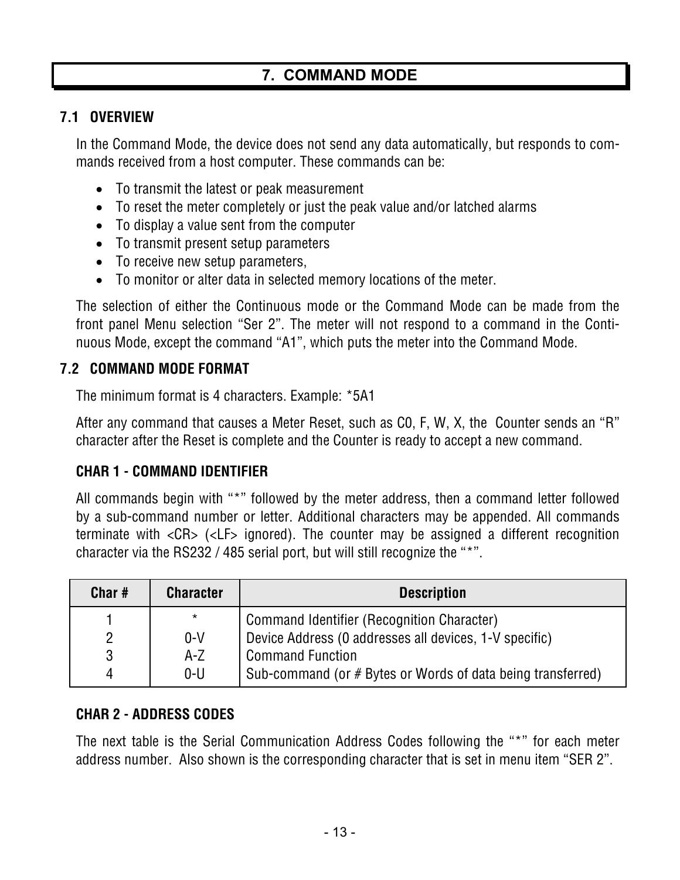# 7. COMMAND MODE

## 7.1 OVERVIEW

In the Command Mode, the device does not send any data automatically, but responds to commands received from a host computer. These commands can be:

- To transmit the latest or peak measurement
- To reset the meter completely or just the peak value and/or latched alarms
- To display a value sent from the computer
- To transmit present setup parameters
- To receive new setup parameters,
- To monitor or alter data in selected memory locations of the meter.

The selection of either the Continuous mode or the Command Mode can be made from the front panel Menu selection "Ser 2". The meter will not respond to a command in the Continuous Mode, except the command "A1", which puts the meter into the Command Mode.

## 7.2 COMMAND MODE FORMAT

The minimum format is 4 characters. Example: *5A1

After any command that causes a Meter Reset, such as C0, F, W, X, the Counter sends an "R" character after the Reset is complete and the Counter is ready to accept a new command.

### CHAR 1 - COMMAND IDENTIFIER

All commands begin with "*" followed by the meter address, then a command letter followed by a sub-command number or letter. Additional characters may be appended. All commands terminate with <CR> (<LF> ignored). The counter may be assigned a different recognition character via the RS232 / 485 serial port, but will still recognize the "*".

| Char # | Character | Description |
|---|---|---|
| 1 | * | Command Identifier (Recognition Character) |
| 2 | 0-V | Device Address (0 addresses all devices, 1-V specific) |
| 3 | A-Z | Command Function |
| 4 | 0-U | Sub-command (or # Bytes or Words of data being transferred) |

### CHAR 2 - ADDRESS CODES

The next table is the Serial Communication Address Codes following the "*" for each meter address number. Also shown is the corresponding character that is set in menu item "SER 2".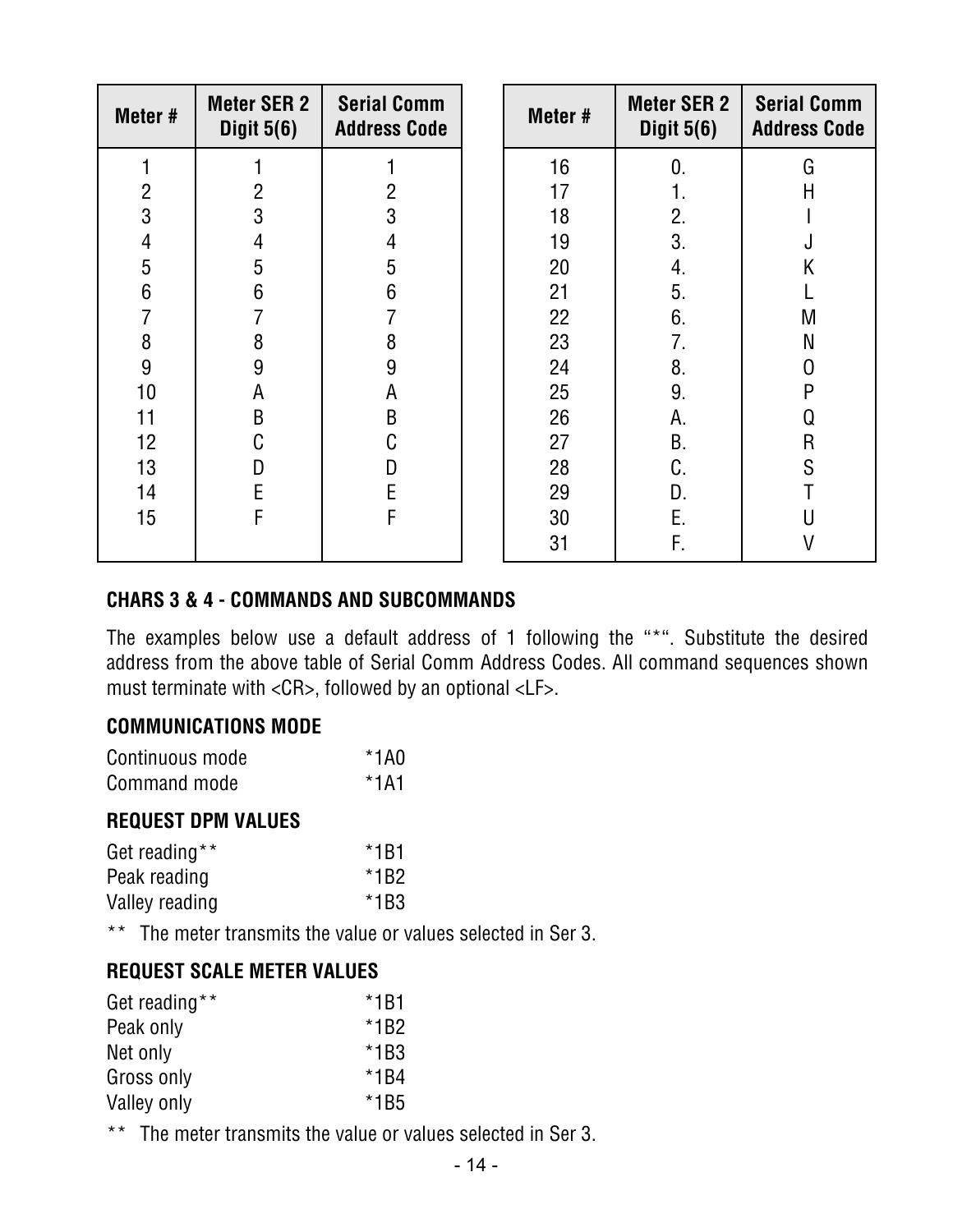| Meter # | Meter SER 2 Digit 5(6) | Serial Comm Address Code |
|---|---|---|
| 1 | 1 | 1 |
| 2 | 2 | 2 |
| 3 | 3 | 3 |
| 4 | 4 | 4 |
| 5 | 5 | 5 |
| 6 | 6 | 6 |
| 7 | 7 | 7 |
| 8 | 8 | 8 |
| 9 | 9 | 9 |
| 10 | A | A |
| 11 | B | B |
| 12 | C | C |
| 13 | D | D |
| 14 | E | E |
| 15 | F | F |

| Meter # | Meter SER 2 Digit 5(6) | Serial Comm Address Code |
|---|---|---|
| 16 | 0. | G |
| 17 | 1. | H |
| 18 | 2. | I |
| 19 | 3. | J |
| 20 | 4. | K |
| 21 | 5. | L |
| 22 | 6. | M |
| 23 | 7. | N |
| 24 | 8. | O |
| 25 | 9. | P |
| 26 | A. | Q |
| 27 | B. | R |
| 28 | C. | S |
| 29 | D. | T |
| 30 | E. | U |
| 31 | F. | V |

### CHARS 3 & 4 - COMMANDS AND SUBCOMMANDS

The examples below use a default address of 1 following the "*". Substitute the desired address from the above table of Serial Comm Address Codes. All command sequences shown must terminate with <CR>, followed by an optional <LF>.

### COMMUNICATIONS MODE

| | |
|---|---|
| Continuous mode | *1A0 |
| Command mode | *1A1 |

### REQUEST DPM VALUES

| | |
|---|---|
| Get reading** | *1B1 |
| Peak reading | *1B2 |
| Valley reading | *1B3 |

** The meter transmits the value or values selected in Ser 3.

### REQUEST SCALE METER VALUES

| | |
|---|---|
| Get reading** | *1B1 |
| Peak only | *1B2 |
| Net only | *1B3 |
| Gross only | *1B4 |
| Valley only | *1B5 |

** The meter transmits the value or values selected in Ser 3.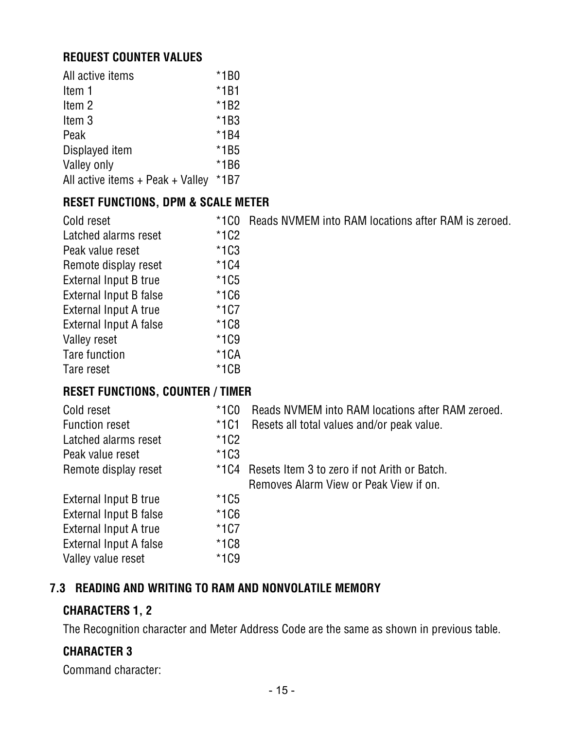**REQUEST COUNTER VALUES**

| | |
|---|---|
| All active items | *1B0 |
| Item 1 | *1B1 |
| Item 2 | *1B2 |
| Item 3 | *1B3 |
| Peak | *1B4 |
| Displayed item | *1B5 |
| Valley only | *1B6 |
| All active items + Peak + Valley | *1B7 |

**RESET FUNCTIONS, DPM & SCALE METER**

| | | |
|---|---|---|
| Cold reset | *1C0 | Reads NVMEM into RAM locations after RAM is zeroed. |
| Latched alarms reset | *1C2 | |
| Peak value reset | *1C3 | |
| Remote display reset | *1C4 | |
| External Input B true | *1C5 | |
| External Input B false | *1C6 | |
| External Input A true | *1C7 | |
| External Input A false | *1C8 | |
| Valley reset | *1C9 | |
| Tare function | *1CA | |
| Tare reset | *1CB | |

**RESET FUNCTIONS, COUNTER / TIMER**

| | | |
|---|---|---|
| Cold reset | *1C0 | Reads NVMEM into RAM locations after RAM zeroed. |
| Function reset | *1C1 | Resets all total values and/or peak value. |
| Latched alarms reset | *1C2 | |
| Peak value reset | *1C3 | |
| Remote display reset | *1C4 | Resets Item 3 to zero if not Arith or Batch. Removes Alarm View or Peak View if on. |
| External Input B true | *1C5 | |
| External Input B false | *1C6 | |
| External Input A true | *1C7 | |
| External Input A false | *1C8 | |
| Valley value reset | *1C9 | |

## 7.3 READING AND WRITING TO RAM AND NONVOLATILE MEMORY

**CHARACTERS 1, 2**

The Recognition character and Meter Address Code are the same as shown in previous table.

**CHARACTER 3**

Command character: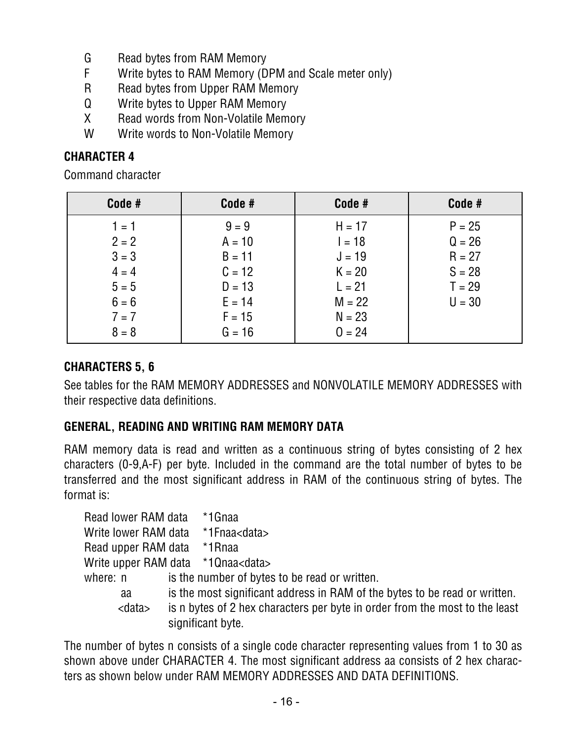G Read bytes from RAM Memory
F Write bytes to RAM Memory (DPM and Scale meter only)
R Read bytes from Upper RAM Memory
Q Write bytes to Upper RAM Memory
X Read words from Non-Volatile Memory
W Write words to Non-Volatile Memory

### CHARACTER 4

Command character

| Code # | Code # | Code # | Code # |
|---|---|---|---|
| 1 = 1 | 9 = 9 | H = 17 | P = 25 |
| 2 = 2 | A = 10 | I = 18 | Q = 26 |
| 3 = 3 | B = 11 | J = 19 | R = 27 |
| 4 = 4 | C = 12 | K = 20 | S = 28 |
| 5 = 5 | D = 13 | L = 21 | T = 29 |
| 6 = 6 | E = 14 | M = 22 | U = 30 |
| 7 = 7 | F = 15 | N = 23 | |
| 8 = 8 | G = 16 | O = 24 | |

### CHARACTERS 5, 6

See tables for the RAM MEMORY ADDRESSES and NONVOLATILE MEMORY ADDRESSES with their respective data definitions.

### GENERAL, READING AND WRITING RAM MEMORY DATA

RAM memory data is read and written as a continuous string of bytes consisting of 2 hex characters (0-9,A-F) per byte. Included in the command are the total number of bytes to be transferred and the most significant address in RAM of the continuous string of bytes. The format is:

```
Read lower RAM data    *1Gnaa
Write lower RAM data   *1Fnaa<data>
Read upper RAM data    *1Rnaa
Write upper RAM data   *1Qnaa<data>
```

where:
- n is the number of bytes to be read or written.
- aa is the most significant address in RAM of the bytes to be read or written.
- <data> is n bytes of 2 hex characters per byte in order from the most to the least significant byte.

The number of bytes n consists of a single code character representing values from 1 to 30 as shown above under CHARACTER 4. The most significant address aa consists of 2 hex characters as shown below under RAM MEMORY ADDRESSES AND DATA DEFINITIONS.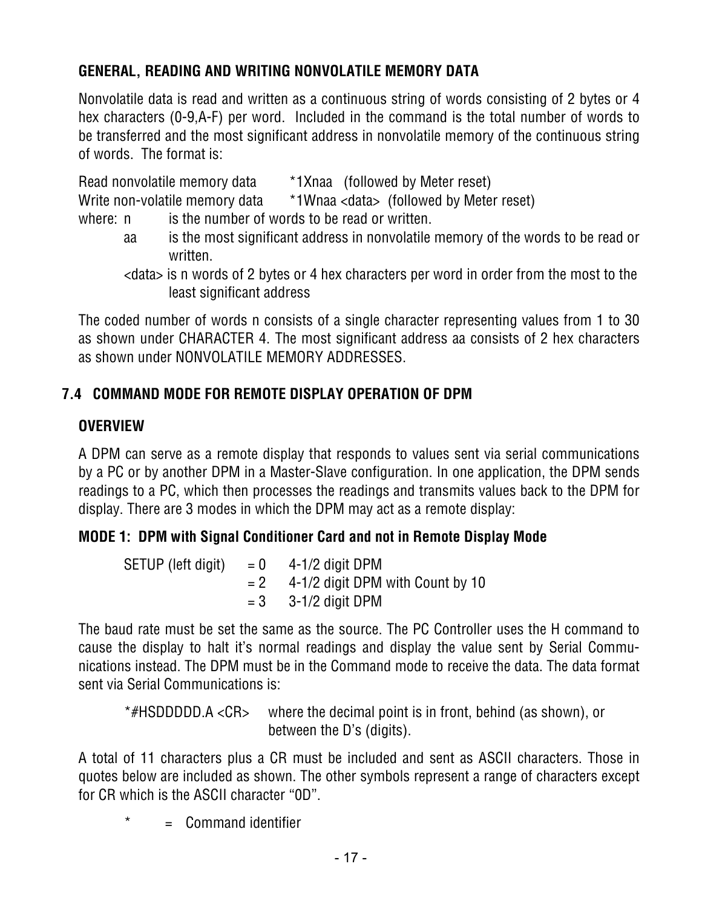### GENERAL, READING AND WRITING NONVOLATILE MEMORY DATA

Nonvolatile data is read and written as a continuous string of words consisting of 2 bytes or 4 hex characters (0-9,A-F) per word. Included in the command is the total number of words to be transferred and the most significant address in nonvolatile memory of the continuous string of words. The format is:

Read nonvolatile memory data *1Xnaa (followed by Meter reset)
Write non-volatile memory data *1Wnaa <data> (followed by Meter reset)

where: n is the number of words to be read or written.

aa is the most significant address in nonvolatile memory of the words to be read or written.

<data> is n words of 2 bytes or 4 hex characters per word in order from the most to the least significant address

The coded number of words n consists of a single character representing values from 1 to 30 as shown under CHARACTER 4. The most significant address aa consists of 2 hex characters as shown under NONVOLATILE MEMORY ADDRESSES.

## 7.4 COMMAND MODE FOR REMOTE DISPLAY OPERATION OF DPM

### OVERVIEW

A DPM can serve as a remote display that responds to values sent via serial communications by a PC or by another DPM in a Master-Slave configuration. In one application, the DPM sends readings to a PC, which then processes the readings and transmits values back to the DPM for display. There are 3 modes in which the DPM may act as a remote display:

### MODE 1: DPM with Signal Conditioner Card and not in Remote Display Mode

SETUP (left digit) = 0 4-1/2 digit DPM
= 2 4-1/2 digit DPM with Count by 10
= 3 3-1/2 digit DPM

The baud rate must be set the same as the source. The PC Controller uses the H command to cause the display to halt it's normal readings and display the value sent by Serial Communications instead. The DPM must be in the Command mode to receive the data. The data format sent via Serial Communications is:

*#HSDDDDD.A <CR> where the decimal point is in front, behind (as shown), or between the D's (digits).

A total of 11 characters plus a CR must be included and sent as ASCII characters. Those in quotes below are included as shown. The other symbols represent a range of characters except for CR which is the ASCII character "0D".

\* = Command identifier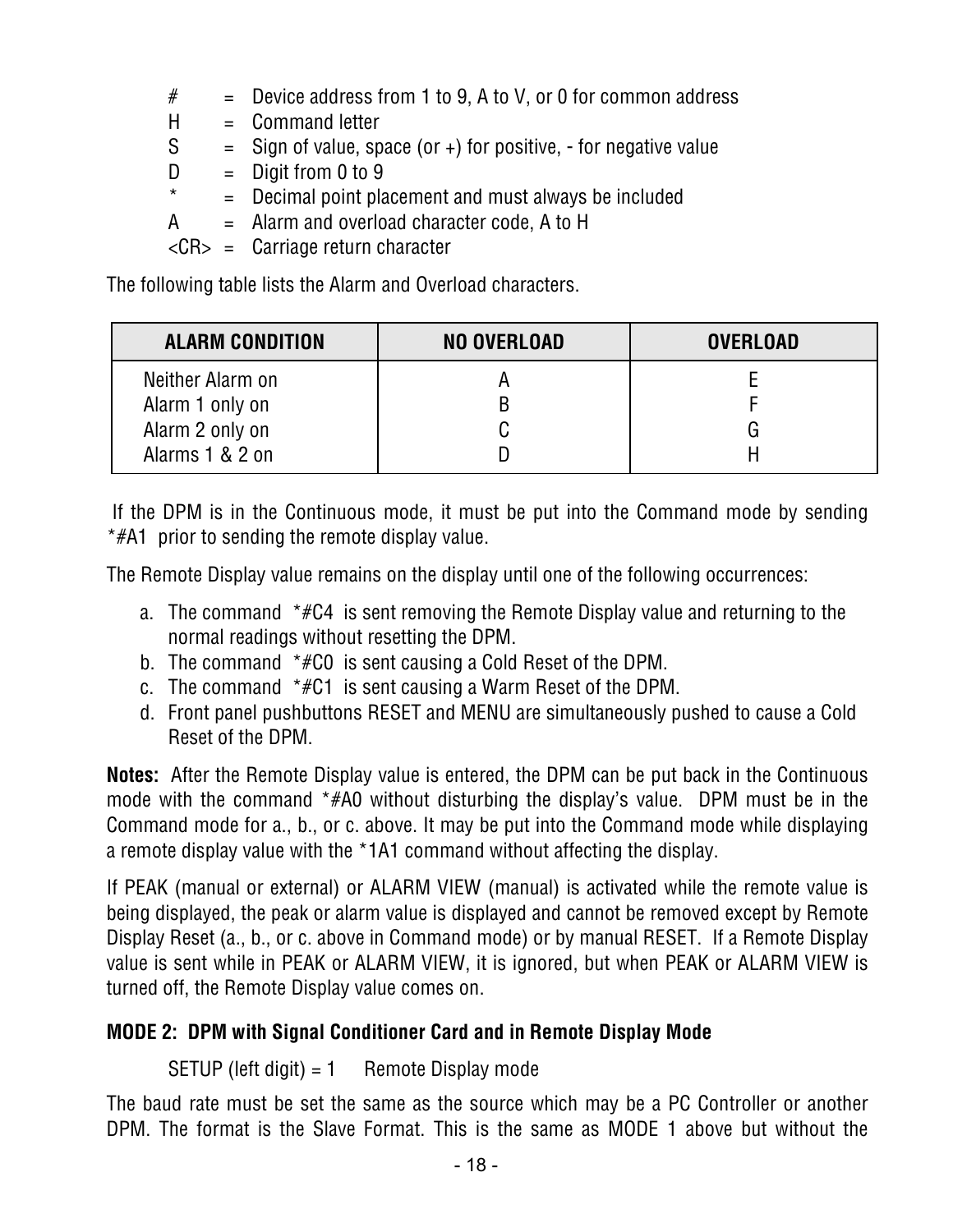- # = Device address from 1 to 9, A to V, or 0 for common address
- H = Command letter
- S = Sign of value, space (or +) for positive, - for negative value
- D = Digit from 0 to 9
- * = Decimal point placement and must always be included
- A = Alarm and overload character code, A to H
- <CR> = Carriage return character

The following table lists the Alarm and Overload characters.

| ALARM CONDITION | NO OVERLOAD | OVERLOAD |
|---|---|---|
| Neither Alarm on | A | E |
| Alarm 1 only on | B | F |
| Alarm 2 only on | C | G |
| Alarms 1 & 2 on | D | H |

If the DPM is in the Continuous mode, it must be put into the Command mode by sending *#A1 prior to sending the remote display value.

The Remote Display value remains on the display until one of the following occurrences:

a. The command *#C4 is sent removing the Remote Display value and returning to the normal readings without resetting the DPM.
b. The command *#C0 is sent causing a Cold Reset of the DPM.
c. The command *#C1 is sent causing a Warm Reset of the DPM.
d. Front panel pushbuttons RESET and MENU are simultaneously pushed to cause a Cold Reset of the DPM.

**Notes:** After the Remote Display value is entered, the DPM can be put back in the Continuous mode with the command *#A0 without disturbing the display's value. DPM must be in the Command mode for a., b., or c. above. It may be put into the Command mode while displaying a remote display value with the *1A1 command without affecting the display.

If PEAK (manual or external) or ALARM VIEW (manual) is activated while the remote value is being displayed, the peak or alarm value is displayed and cannot be removed except by Remote Display Reset (a., b., or c. above in Command mode) or by manual RESET. If a Remote Display value is sent while in PEAK or ALARM VIEW, it is ignored, but when PEAK or ALARM VIEW is turned off, the Remote Display value comes on.

### MODE 2: DPM with Signal Conditioner Card and in Remote Display Mode

SETUP (left digit) = 1    Remote Display mode

The baud rate must be set the same as the source which may be a PC Controller or another DPM. The format is the Slave Format. This is the same as MODE 1 above but without the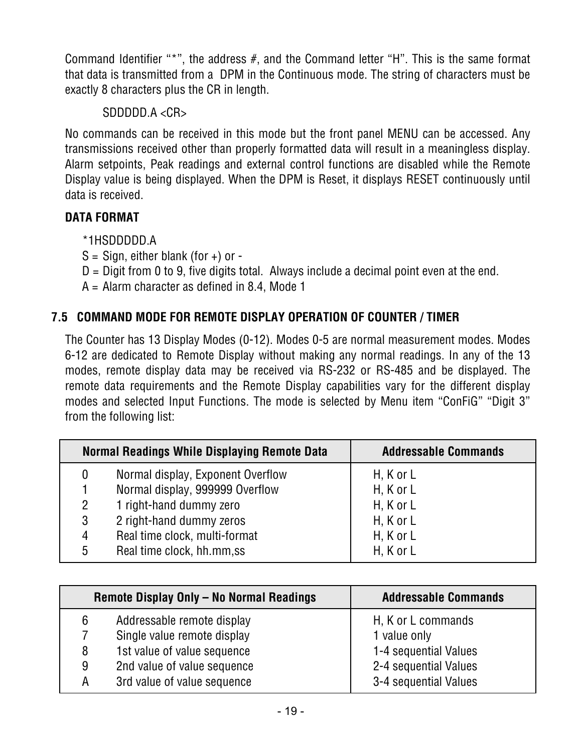Command Identifier "*", the address #, and the Command letter "H". This is the same format that data is transmitted from a DPM in the Continuous mode. The string of characters must be exactly 8 characters plus the CR in length.

SDDDDD.A <CR>

No commands can be received in this mode but the front panel MENU can be accessed. Any transmissions received other than properly formatted data will result in a meaningless display. Alarm setpoints, Peak readings and external control functions are disabled while the Remote Display value is being displayed. When the DPM is Reset, it displays RESET continuously until data is received.

**DATA FORMAT**

*1HSDDDDD.A
S = Sign, either blank (for +) or -
D = Digit from 0 to 9, five digits total. Always include a decimal point even at the end.
A = Alarm character as defined in 8.4, Mode 1

### 7.5 COMMAND MODE FOR REMOTE DISPLAY OPERATION OF COUNTER / TIMER

The Counter has 13 Display Modes (0-12). Modes 0-5 are normal measurement modes. Modes 6-12 are dedicated to Remote Display without making any normal readings. In any of the 13 modes, remote display data may be received via RS-232 or RS-485 and be displayed. The remote data requirements and the Remote Display capabilities vary for the different display modes and selected Input Functions. The mode is selected by Menu item "ConFiG" "Digit 3" from the following list:

| | Normal Readings While Displaying Remote Data | Addressable Commands |
|---|---|---|
| 0 | Normal display, Exponent Overflow | H, K or L |
| 1 | Normal display, 999999 Overflow | H, K or L |
| 2 | 1 right-hand dummy zero | H, K or L |
| 3 | 2 right-hand dummy zeros | H, K or L |
| 4 | Real time clock, multi-format | H, K or L |
| 5 | Real time clock, hh.mm,ss | H, K or L |

| | Remote Display Only – No Normal Readings | Addressable Commands |
|---|---|---|
| 6 | Addressable remote display | H, K or L commands |
| 7 | Single value remote display | 1 value only |
| 8 | 1st value of value sequence | 1-4 sequential Values |
| 9 | 2nd value of value sequence | 2-4 sequential Values |
| A | 3rd value of value sequence | 3-4 sequential Values |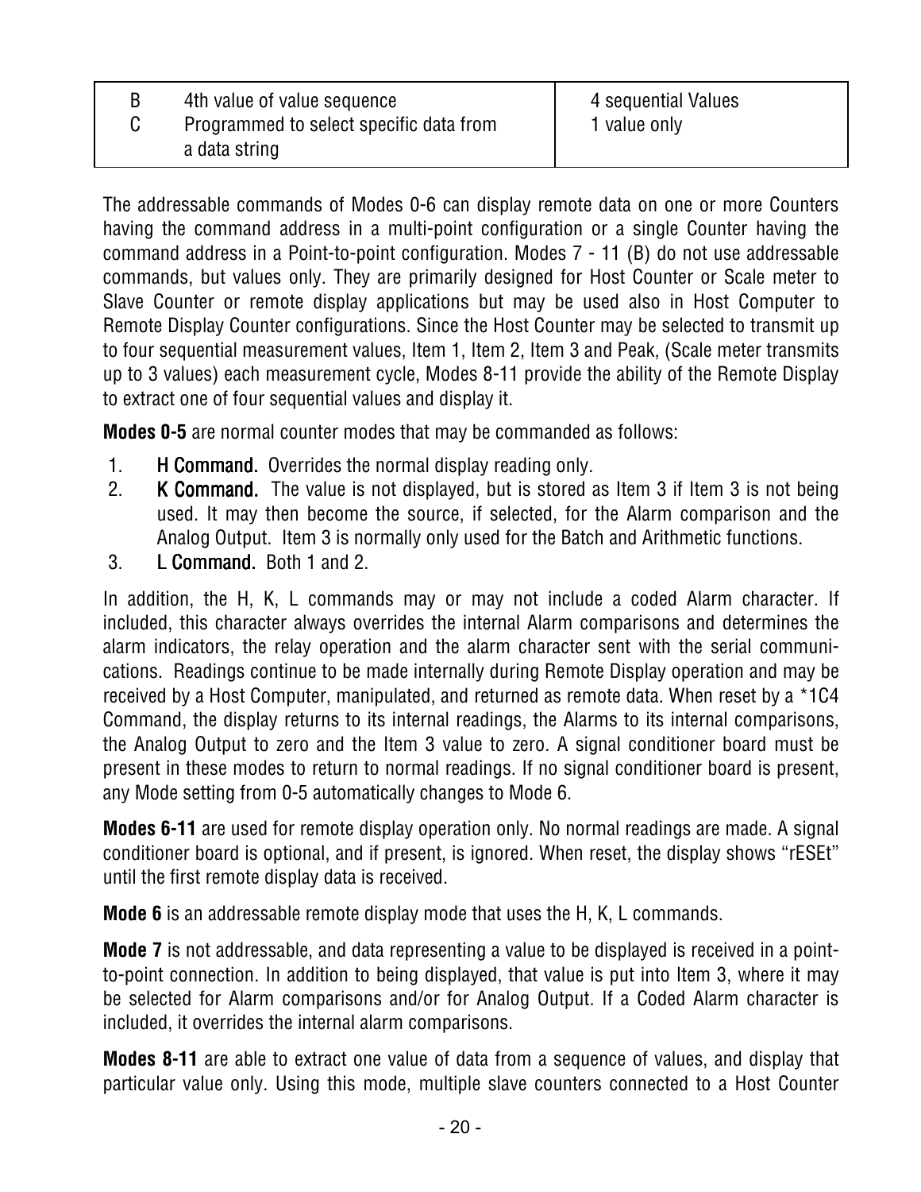| | | |
|---|---|---|
| B | 4th value of value sequence | 4 sequential Values |
| C | Programmed to select specific data from a data string | 1 value only |

The addressable commands of Modes 0-6 can display remote data on one or more Counters having the command address in a multi-point configuration or a single Counter having the command address in a Point-to-point configuration. Modes 7 - 11 (B) do not use addressable commands, but values only. They are primarily designed for Host Counter or Scale meter to Slave Counter or remote display applications but may be used also in Host Computer to Remote Display Counter configurations. Since the Host Counter may be selected to transmit up to four sequential measurement values, Item 1, Item 2, Item 3 and Peak, (Scale meter transmits up to 3 values) each measurement cycle, Modes 8-11 provide the ability of the Remote Display to extract one of four sequential values and display it.

**Modes 0-5** are normal counter modes that may be commanded as follows:

1. **H Command.** Overrides the normal display reading only.
2. **K Command.** The value is not displayed, but is stored as Item 3 if Item 3 is not being used. It may then become the source, if selected, for the Alarm comparison and the Analog Output. Item 3 is normally only used for the Batch and Arithmetic functions.
3. **L Command.** Both 1 and 2.

In addition, the H, K, L commands may or may not include a coded Alarm character. If included, this character always overrides the internal Alarm comparisons and determines the alarm indicators, the relay operation and the alarm character sent with the serial communications. Readings continue to be made internally during Remote Display operation and may be received by a Host Computer, manipulated, and returned as remote data. When reset by a *1C4 Command, the display returns to its internal readings, the Alarms to its internal comparisons, the Analog Output to zero and the Item 3 value to zero. A signal conditioner board must be present in these modes to return to normal readings. If no signal conditioner board is present, any Mode setting from 0-5 automatically changes to Mode 6.

**Modes 6-11** are used for remote display operation only. No normal readings are made. A signal conditioner board is optional, and if present, is ignored. When reset, the display shows "rESEt" until the first remote display data is received.

**Mode 6** is an addressable remote display mode that uses the H, K, L commands.

**Mode 7** is not addressable, and data representing a value to be displayed is received in a point-to-point connection. In addition to being displayed, that value is put into Item 3, where it may be selected for Alarm comparisons and/or for Analog Output. If a Coded Alarm character is included, it overrides the internal alarm comparisons.

**Modes 8-11** are able to extract one value of data from a sequence of values, and display that particular value only. Using this mode, multiple slave counters connected to a Host Counter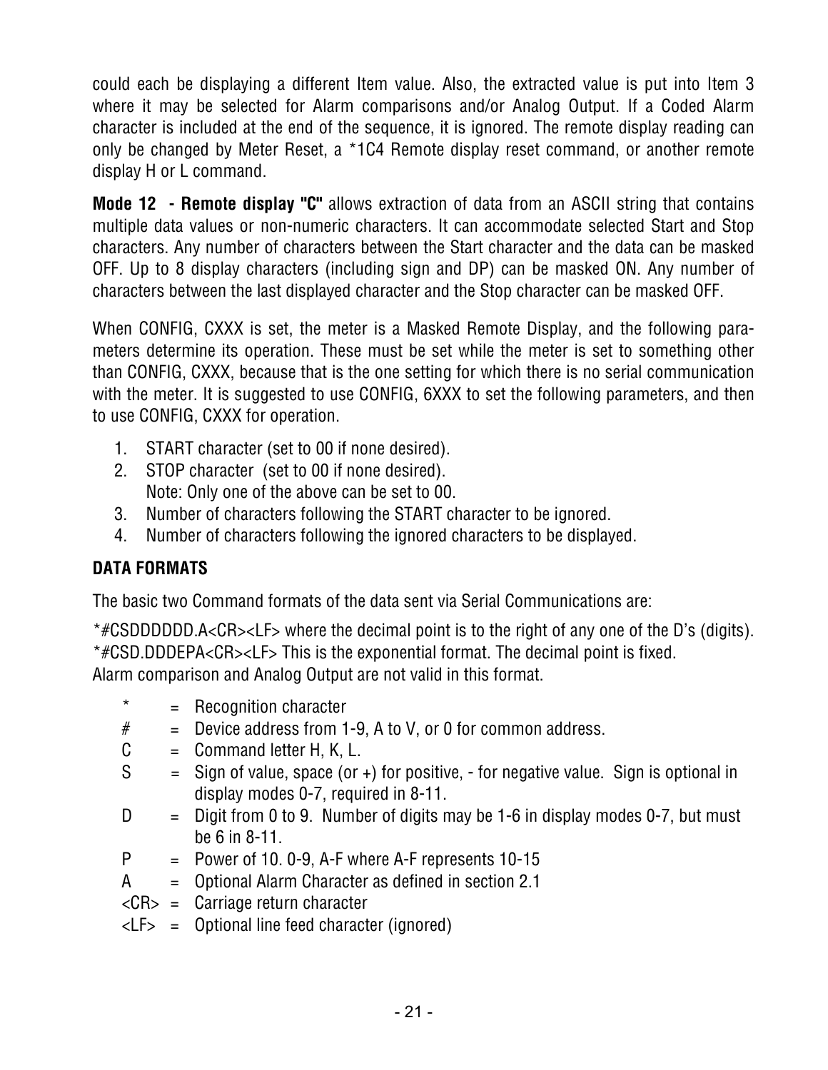could each be displaying a different Item value. Also, the extracted value is put into Item 3 where it may be selected for Alarm comparisons and/or Analog Output. If a Coded Alarm character is included at the end of the sequence, it is ignored. The remote display reading can only be changed by Meter Reset, a *1C4 Remote display reset command, or another remote display H or L command.

**Mode 12 - Remote display "C"** allows extraction of data from an ASCII string that contains multiple data values or non-numeric characters. It can accommodate selected Start and Stop characters. Any number of characters between the Start character and the data can be masked OFF. Up to 8 display characters (including sign and DP) can be masked ON. Any number of characters between the last displayed character and the Stop character can be masked OFF.

When CONFIG, CXXX is set, the meter is a Masked Remote Display, and the following parameters determine its operation. These must be set while the meter is set to something other than CONFIG, CXXX, because that is the one setting for which there is no serial communication with the meter. It is suggested to use CONFIG, 6XXX to set the following parameters, and then to use CONFIG, CXXX for operation.

1. START character (set to 00 if none desired).
2. STOP character (set to 00 if none desired).
   Note: Only one of the above can be set to 00.
3. Number of characters following the START character to be ignored.
4. Number of characters following the ignored characters to be displayed.

### DATA FORMATS

The basic two Command formats of the data sent via Serial Communications are:

*#CSDDDDDD.A<CR><LF> where the decimal point is to the right of any one of the D's (digits).
*#CSD.DDDEPA<CR><LF> This is the exponential format. The decimal point is fixed.
Alarm comparison and Analog Output are not valid in this format.

| | | |
|---|---|---|
| * | = | Recognition character |
| # | = | Device address from 1-9, A to V, or 0 for common address. |
| C | = | Command letter H, K, L. |
| S | = | Sign of value, space (or +) for positive, - for negative value. Sign is optional in display modes 0-7, required in 8-11. |
| D | = | Digit from 0 to 9. Number of digits may be 1-6 in display modes 0-7, but must be 6 in 8-11. |
| P | = | Power of 10. 0-9, A-F where A-F represents 10-15 |
| A | = | Optional Alarm Character as defined in section 2.1 |
| <CR> | = | Carriage return character |
| <LF> | = | Optional line feed character (ignored) |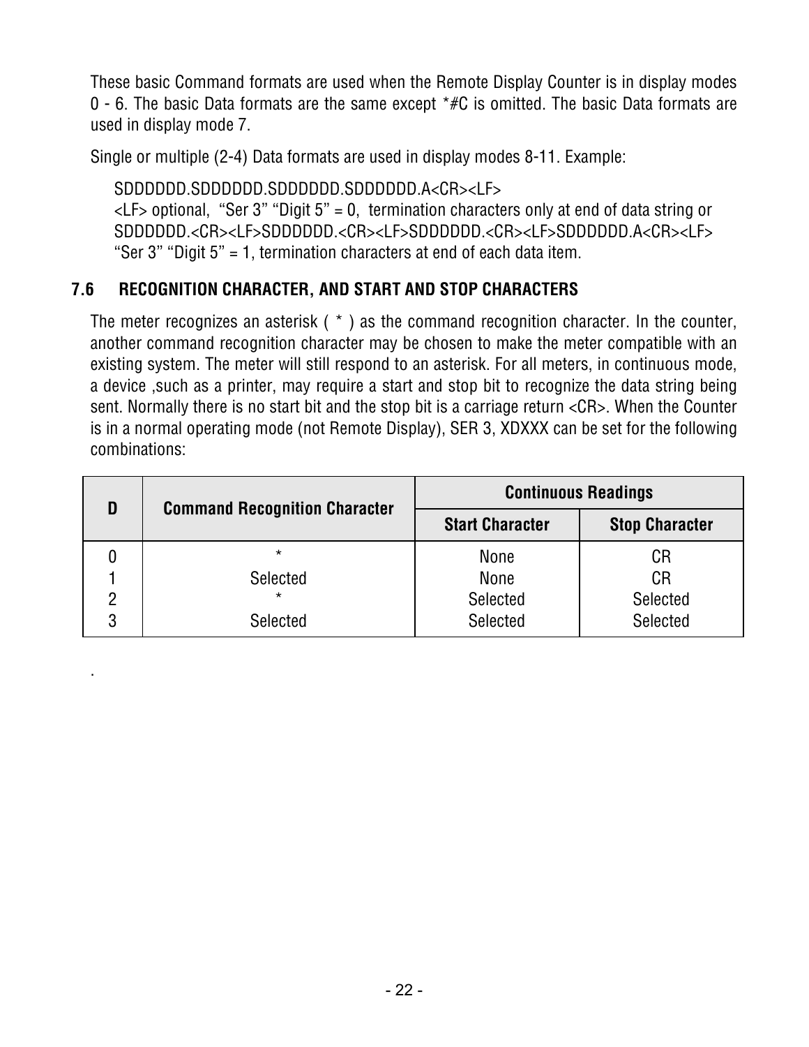These basic Command formats are used when the Remote Display Counter is in display modes 0 - 6. The basic Data formats are the same except *#C is omitted. The basic Data formats are used in display mode 7.

Single or multiple (2-4) Data formats are used in display modes 8-11. Example:

SDDDDDD.SDDDDDD.SDDDDDD.SDDDDDD.A<CR><LF>
<LF> optional, "Ser 3" "Digit 5" = 0, termination characters only at end of data string or
SDDDDDD.<CR><LF>SDDDDDD.<CR><LF>SDDDDDD.<CR><LF>SDDDDDD.A<CR><LF>
"Ser 3" "Digit 5" = 1, termination characters at end of each data item.

### 7.6 RECOGNITION CHARACTER, AND START AND STOP CHARACTERS

The meter recognizes an asterisk ( * ) as the command recognition character. In the counter, another command recognition character may be chosen to make the meter compatible with an existing system. The meter will still respond to an asterisk. For all meters, in continuous mode, a device ,such as a printer, may require a start and stop bit to recognize the data string being sent. Normally there is no start bit and the stop bit is a carriage return <CR>. When the Counter is in a normal operating mode (not Remote Display), SER 3, XDXXX can be set for the following combinations:

| D | Command Recognition Character | Continuous Readings | |
|---|---|---|---|
| | | Start Character | Stop Character |
| 0 | * | None | CR |
| 1 | Selected | None | CR |
| 2 | * | Selected | Selected |
| 3 | Selected | Selected | Selected |

.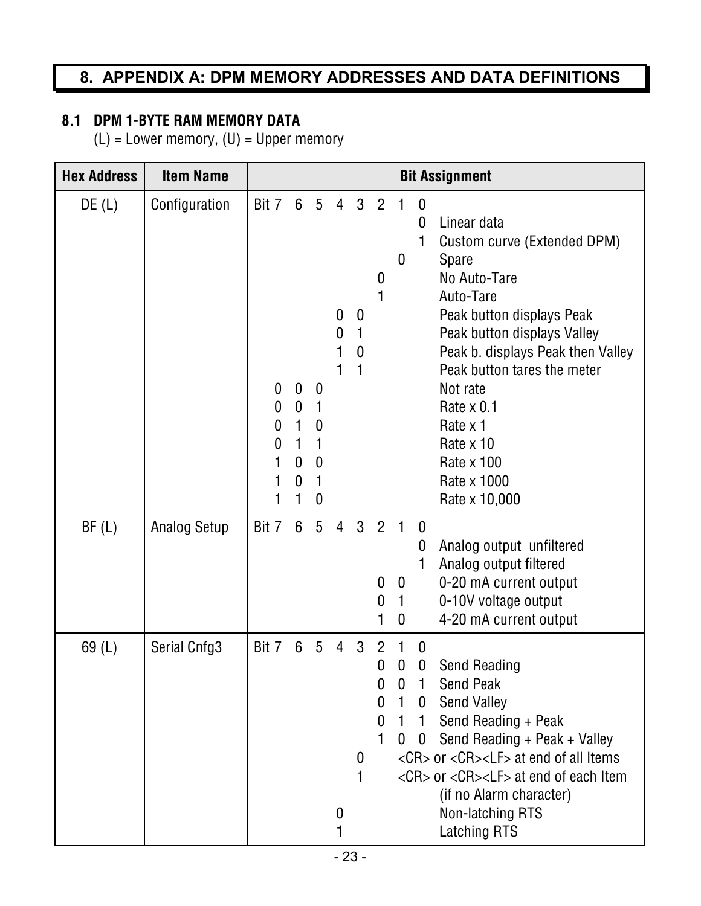# 8. APPENDIX A: DPM MEMORY ADDRESSES AND DATA DEFINITIONS

## 8.1 DPM 1-BYTE RAM MEMORY DATA

(L) = Lower memory, (U) = Upper memory

| Hex Address | Item Name | Bit 7 | 6 | 5 | 4 | 3 | 2 | 1 | 0 | Bit Assignment |
|---|---|---|---|---|---|---|---|---|---|---|
| DE (L) | Configuration | | | | | | | | 0 | Linear data |
| | | | | | | | | | 1 | Custom curve (Extended DPM) |
| | | | | | | | | 0 | | Spare |
| | | | | | | | 0 | | | No Auto-Tare |
| | | | | | | | 1 | | | Auto-Tare |
| | | | | | 0 | 0 | | | | Peak button displays Peak |
| | | | | | 0 | 1 | | | | Peak button displays Valley |
| | | | | | 1 | 0 | | | | Peak b. displays Peak then Valley |
| | | | | | 1 | 1 | | | | Peak button tares the meter |
| | | 0 | 0 | 0 | | | | | | Not rate |
| | | 0 | 0 | 1 | | | | | | Rate x 0.1 |
| | | 0 | 1 | 0 | | | | | | Rate x 1 |
| | | 0 | 1 | 1 | | | | | | Rate x 10 |
| | | 1 | 0 | 0 | | | | | | Rate x 100 |
| | | 1 | 0 | 1 | | | | | | Rate x 1000 |
| | | 1 | 1 | 0 | | | | | | Rate x 10,000 |
| BF (L) | Analog Setup | | | | | | | | 0 | Analog output unfiltered |
| | | | | | | | | | 1 | Analog output filtered |
| | | | | | | | 0 | 0 | | 0-20 mA current output |
| | | | | | | | 0 | 1 | | 0-10V voltage output |
| | | | | | | | 1 | 0 | | 4-20 mA current output |
| 69 (L) | Serial Cnfg3 | | | | | | 0 | 0 | 0 | Send Reading |
| | | | | | | | 0 | 0 | 1 | Send Peak |
| | | | | | | | 0 | 1 | 0 | Send Valley |
| | | | | | | | 0 | 1 | 1 | Send Reading + Peak |
| | | | | | | | 1 | 0 | 0 | Send Reading + Peak + Valley |
| | | | | | | 0 | | | | <CR> or <CR><LF> at end of all Items |
| | | | | | | 1 | | | | <CR> or <CR><LF> at end of each Item (if no Alarm character) |
| | | | | | 0 | | | | | Non-latching RTS |
| | | | | | 1 | | | | | Latching RTS |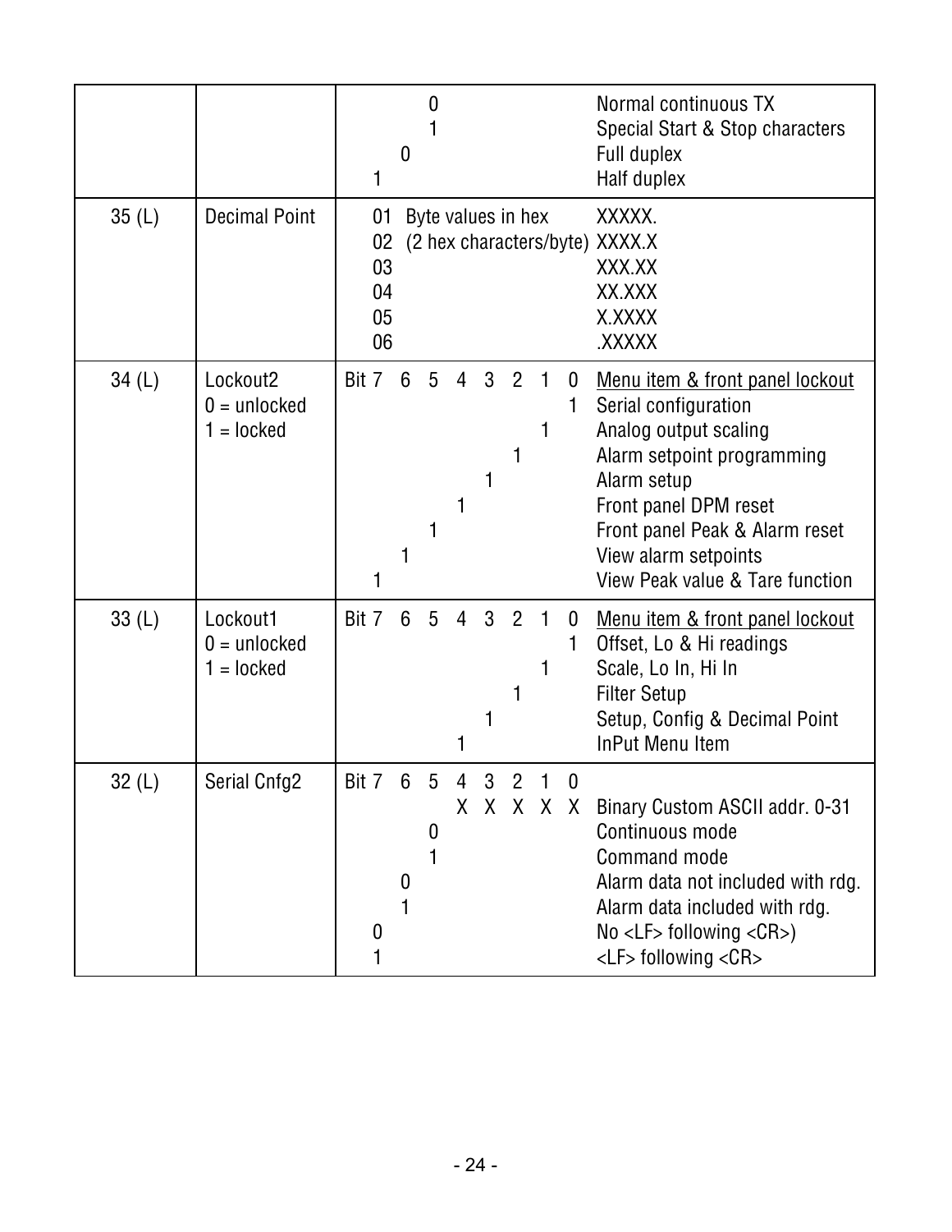| | | | | | | | | | | |
|---|---|---|---|---|---|---|---|---|---|---|
| | | | | 0 | | | | | | Normal continuous TX |
| | | | | 1 | | | | | | Special Start & Stop characters |
| | | | 0 | | | | | | | Full duplex |
| | | 1 | | | | | | | | Half duplex |
| 35 (L) | Decimal Point | 01 Byte values in hex | | | | | | | | XXXXX. |
| | | 02 (2 hex characters/byte) | | | | | | | | XXXX.X |
| | | 03 | | | | | | | | XXX.XX |
| | | 04 | | | | | | | | XX.XXX |
| | | 05 | | | | | | | | X.XXXX |
| | | 06 | | | | | | | | .XXXXX |
| 34 (L) | Lockout2 | Bit 7 | 6 | 5 | 4 | 3 | 2 | 1 | 0 | Menu item & front panel lockout |
| | 0 = unlocked | | | | | | | | 1 | Serial configuration |
| | 1 = locked | | | | | | | 1 | | Analog output scaling |
| | | | | | | | 1 | | | Alarm setpoint programming |
| | | | | | | 1 | | | | Alarm setup |
| | | | | | 1 | | | | | Front panel DPM reset |
| | | | | 1 | | | | | | Front panel Peak & Alarm reset |
| | | | 1 | | | | | | | View alarm setpoints |
| | | 1 | | | | | | | | View Peak value & Tare function |
| 33 (L) | Lockout1 | Bit 7 | 6 | 5 | 4 | 3 | 2 | 1 | 0 | Menu item & front panel lockout |
| | 0 = unlocked | | | | | | | | 1 | Offset, Lo & Hi readings |
| | 1 = locked | | | | | | | 1 | | Scale, Lo In, Hi In |
| | | | | | | | 1 | | | Filter Setup |
| | | | | | | 1 | | | | Setup, Config & Decimal Point |
| | | | | | 1 | | | | | InPut Menu Item |
| 32 (L) | Serial Cnfg2 | Bit 7 | 6 | 5 | 4 | 3 | 2 | 1 | 0 | |
| | | | | | X | X | X | X | X | Binary Custom ASCII addr. 0-31 |
| | | | | 0 | | | | | | Continuous mode |
| | | | | 1 | | | | | | Command mode |
| | | | 0 | | | | | | | Alarm data not included with rdg. |
| | | | 1 | | | | | | | Alarm data included with rdg. |
| | | 0 | | | | | | | | No <LF> following <CR>) |
| | | 1 | | | | | | | | <LF> following <CR> |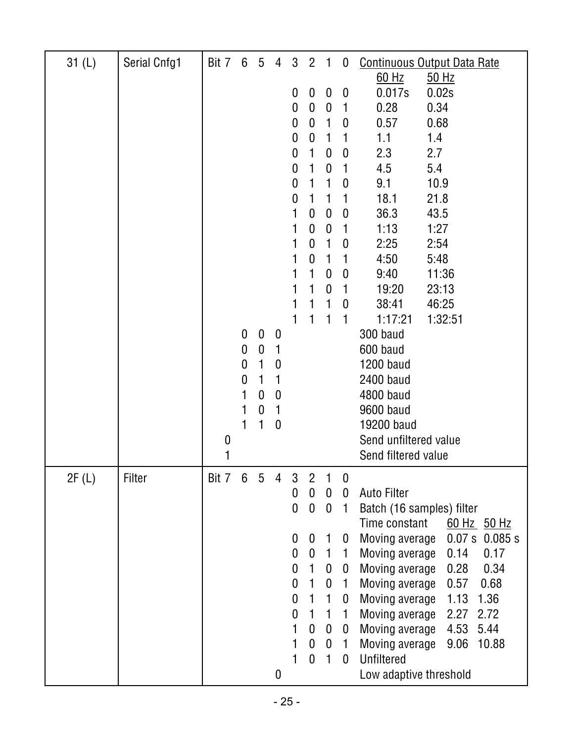| | | Bit 7 | 6 | 5 | 4 | 3 | 2 | 1 | 0 | |
|---|---|---|---|---|---|---|---|---|---|---|
| 31 (L) | Serial Cnfg1 | Bit 7 | 6 | 5 | 4 | 3 | 2 | 1 | 0 | Continuous Output Data Rate |
| | | | | | | | | | | 60 Hz / 50 Hz |
| | | | | | | 0 | 0 | 0 | 0 | 0.017s / 0.02s |
| | | | | | | 0 | 0 | 0 | 1 | 0.28 / 0.34 |
| | | | | | | 0 | 0 | 1 | 0 | 0.57 / 0.68 |
| | | | | | | 0 | 0 | 1 | 1 | 1.1 / 1.4 |
| | | | | | | 0 | 1 | 0 | 0 | 2.3 / 2.7 |
| | | | | | | 0 | 1 | 0 | 1 | 4.5 / 5.4 |
| | | | | | | 0 | 1 | 1 | 0 | 9.1 / 10.9 |
| | | | | | | 0 | 1 | 1 | 1 | 18.1 / 21.8 |
| | | | | | | 1 | 0 | 0 | 0 | 36.3 / 43.5 |
| | | | | | | 1 | 0 | 0 | 1 | 1:13 / 1:27 |
| | | | | | | 1 | 0 | 1 | 0 | 2:25 / 2:54 |
| | | | | | | 1 | 0 | 1 | 1 | 4:50 / 5:48 |
| | | | | | | 1 | 1 | 0 | 0 | 9:40 / 11:36 |
| | | | | | | 1 | 1 | 0 | 1 | 19:20 / 23:13 |
| | | | | | | 1 | 1 | 1 | 0 | 38:41 / 46:25 |
| | | | | | | 1 | 1 | 1 | 1 | 1:17:21 / 1:32:51 |
| | | | 0 | 0 | 0 | | | | | 300 baud |
| | | | 0 | 0 | 1 | | | | | 600 baud |
| | | | 0 | 1 | 0 | | | | | 1200 baud |
| | | | 0 | 1 | 1 | | | | | 2400 baud |
| | | | 1 | 0 | 0 | | | | | 4800 baud |
| | | | 1 | 0 | 1 | | | | | 9600 baud |
| | | | 1 | 1 | 0 | | | | | 19200 baud |
| | | 0 | | | | | | | | Send unfiltered value |
| | | 1 | | | | | | | | Send filtered value |
| 2F (L) | Filter | Bit 7 | 6 | 5 | 4 | 3 | 2 | 1 | 0 | |
| | | | | | | 0 | 0 | 0 | 0 | Auto Filter |
| | | | | | | 0 | 0 | 0 | 1 | Batch (16 samples) filter |
| | | | | | | | | | | Time constant 60 Hz / 50 Hz |
| | | | | | | 0 | 0 | 1 | 0 | Moving average 0.07 s / 0.085 s |
| | | | | | | 0 | 0 | 1 | 1 | Moving average 0.14 / 0.17 |
| | | | | | | 0 | 1 | 0 | 0 | Moving average 0.28 / 0.34 |
| | | | | | | 0 | 1 | 0 | 1 | Moving average 0.57 / 0.68 |
| | | | | | | 0 | 1 | 1 | 0 | Moving average 1.13 / 1.36 |
| | | | | | | 0 | 1 | 1 | 1 | Moving average 2.27 / 2.72 |
| | | | | | | 1 | 0 | 0 | 0 | Moving average 4.53 / 5.44 |
| | | | | | | 1 | 0 | 0 | 1 | Moving average 9.06 / 10.88 |
| | | | | | | 1 | 0 | 1 | 0 | Unfiltered |
| | | | | | 0 | | | | | Low adaptive threshold |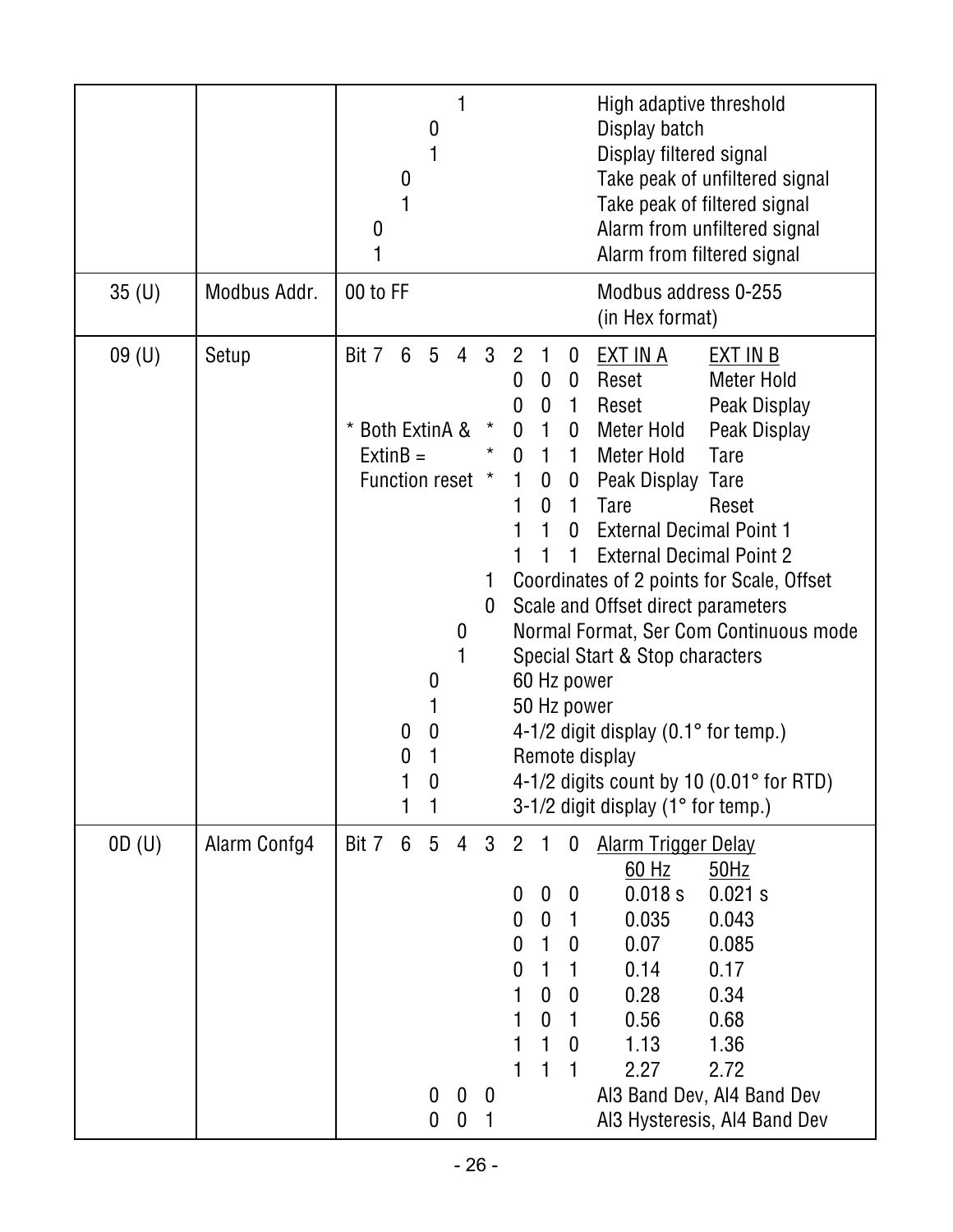| | | | |
|---|---|---|---|
| | | 1 | High adaptive threshold |
| | | 0 | Display batch |
| | | 1 | Display filtered signal |
| | | 0 | Take peak of unfiltered signal |
| | | 1 | Take peak of filtered signal |
| | | 0 | Alarm from unfiltered signal |
| | | 1 | Alarm from filtered signal |
| 35 (U) | Modbus Addr. | 00 to FF | Modbus address 0-255 (in Hex format) |
| 09 (U) | Setup | Bit 7 6 5 4 3 2 1 0 | EXT IN A / EXT IN B |
| | | 0 0 0 | Reset / Meter Hold |
| | | 0 0 1 | Reset / Peak Display |
| | | * 0 1 0 | Meter Hold / Peak Display |
| | | * 0 1 1 | Meter Hold / Tare |
| | | * 1 0 0 | Peak Display / Tare |
| | | 1 0 1 | Tare / Reset |
| | | 1 1 0 | External Decimal Point 1 |
| | | 1 1 1 | External Decimal Point 2 |
| | | * Both ExtinA & ExtinB = Function reset | |
| | | 1 | Coordinates of 2 points for Scale, Offset |
| | | 0 | Scale and Offset direct parameters |
| | | 0 | Normal Format, Ser Com Continuous mode |
| | | 1 | Special Start & Stop characters |
| | | 0 | 60 Hz power |
| | | 1 | 50 Hz power |
| | | 0 0 | 4-1/2 digit display (0.1° for temp.) |
| | | 0 1 | Remote display |
| | | 1 0 | 4-1/2 digits count by 10 (0.01° for RTD) |
| | | 1 1 | 3-1/2 digit display (1° for temp.) |
| 0D (U) | Alarm Confg4 | Bit 7 6 5 4 3 2 1 0 | Alarm Trigger Delay: 60 Hz / 50Hz |
| | | 0 0 0 | 0.018 s / 0.021 s |
| | | 0 0 1 | 0.035 / 0.043 |
| | | 0 1 0 | 0.07 / 0.085 |
| | | 0 1 1 | 0.14 / 0.17 |
| | | 1 0 0 | 0.28 / 0.34 |
| | | 1 0 1 | 0.56 / 0.68 |
| | | 1 1 0 | 1.13 / 1.36 |
| | | 1 1 1 | 2.27 / 2.72 |
| | | 0 0 0 | Al3 Band Dev, Al4 Band Dev |
| | | 0 0 1 | Al3 Hysteresis, Al4 Band Dev |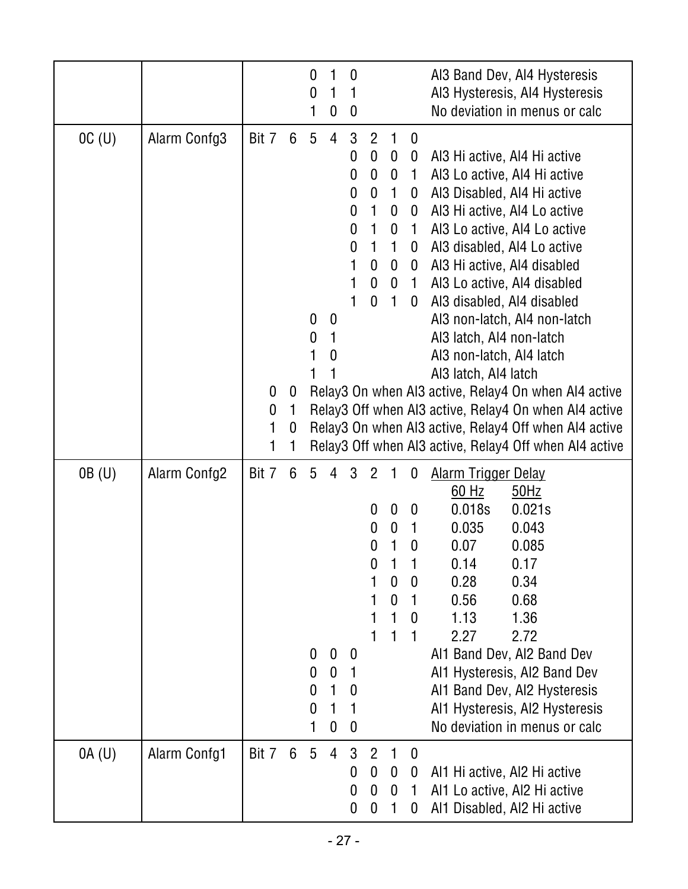| Address | Name | Bit 7 | 6 | 5 | 4 | 3 | 2 | 1 | 0 | Description |
|---|---|---|---|---|---|---|---|---|---|---|
| | | | | 0 | 1 | 0 | | | | AI3 Band Dev, AI4 Hysteresis |
| | | | | 0 | 1 | 1 | | | | AI3 Hysteresis, AI4 Hysteresis |
| | | | | 1 | 0 | 0 | | | | No deviation in menus or calc |
| 0C (U) | Alarm Confg3 | Bit 7 | 6 | 5 | 4 | 3 | 2 | 1 | 0 | |
| | | | | | | 0 | 0 | 0 | 0 | AI3 Hi active, AI4 Hi active |
| | | | | | | 0 | 0 | 0 | 1 | AI3 Lo active, AI4 Hi active |
| | | | | | | 0 | 0 | 1 | 0 | AI3 Disabled, AI4 Hi active |
| | | | | | | 0 | 1 | 0 | 0 | AI3 Hi active, AI4 Lo active |
| | | | | | | 0 | 1 | 0 | 1 | AI3 Lo active, AI4 Lo active |
| | | | | | | 0 | 1 | 1 | 0 | AI3 disabled, AI4 Lo active |
| | | | | | | 1 | 0 | 0 | 0 | AI3 Hi active, AI4 disabled |
| | | | | | | 1 | 0 | 0 | 1 | AI3 Lo active, AI4 disabled |
| | | | | | | 1 | 0 | 1 | 0 | AI3 disabled, AI4 disabled |
| | | | | 0 | 0 | | | | | AI3 non-latch, AI4 non-latch |
| | | | | 0 | 1 | | | | | AI3 latch, AI4 non-latch |
| | | | | 1 | 0 | | | | | AI3 non-latch, AI4 latch |
| | | | | 1 | 1 | | | | | AI3 latch, AI4 latch |
| | | 0 | 0 | | | | | | | Relay3 On when AI3 active, Relay4 On when AI4 active |
| | | 0 | 1 | | | | | | | Relay3 Off when AI3 active, Relay4 On when AI4 active |
| | | 1 | 0 | | | | | | | Relay3 On when AI3 active, Relay4 Off when AI4 active |
| | | 1 | 1 | | | | | | | Relay3 Off when AI3 active, Relay4 Off when AI4 active |
| 0B (U) | Alarm Confg2 | Bit 7 | 6 | 5 | 4 | 3 | 2 | 1 | 0 | Alarm Trigger Delay |
| | | | | | | | | | | 60 Hz / 50Hz |
| | | | | | | | 0 | 0 | 0 | 0.018s / 0.021s |
| | | | | | | | 0 | 0 | 1 | 0.035 / 0.043 |
| | | | | | | | 0 | 1 | 0 | 0.07 / 0.085 |
| | | | | | | | 0 | 1 | 1 | 0.14 / 0.17 |
| | | | | | | | 1 | 0 | 0 | 0.28 / 0.34 |
| | | | | | | | 1 | 0 | 1 | 0.56 / 0.68 |
| | | | | | | | 1 | 1 | 0 | 1.13 / 1.36 |
| | | | | | | | 1 | 1 | 1 | 2.27 / 2.72 |
| | | | | 0 | 0 | 0 | | | | AI1 Band Dev, AI2 Band Dev |
| | | | | 0 | 0 | 1 | | | | AI1 Hysteresis, AI2 Band Dev |
| | | | | 0 | 1 | 0 | | | | AI1 Band Dev, AI2 Hysteresis |
| | | | | 0 | 1 | 1 | | | | AI1 Hysteresis, AI2 Hysteresis |
| | | | | 1 | 0 | 0 | | | | No deviation in menus or calc |
| 0A (U) | Alarm Confg1 | Bit 7 | 6 | 5 | 4 | 3 | 2 | 1 | 0 | |
| | | | | | | 0 | 0 | 0 | 0 | AI1 Hi active, AI2 Hi active |
| | | | | | | 0 | 0 | 0 | 1 | AI1 Lo active, AI2 Hi active |
| | | | | | | 0 | 0 | 1 | 0 | AI1 Disabled, AI2 Hi active |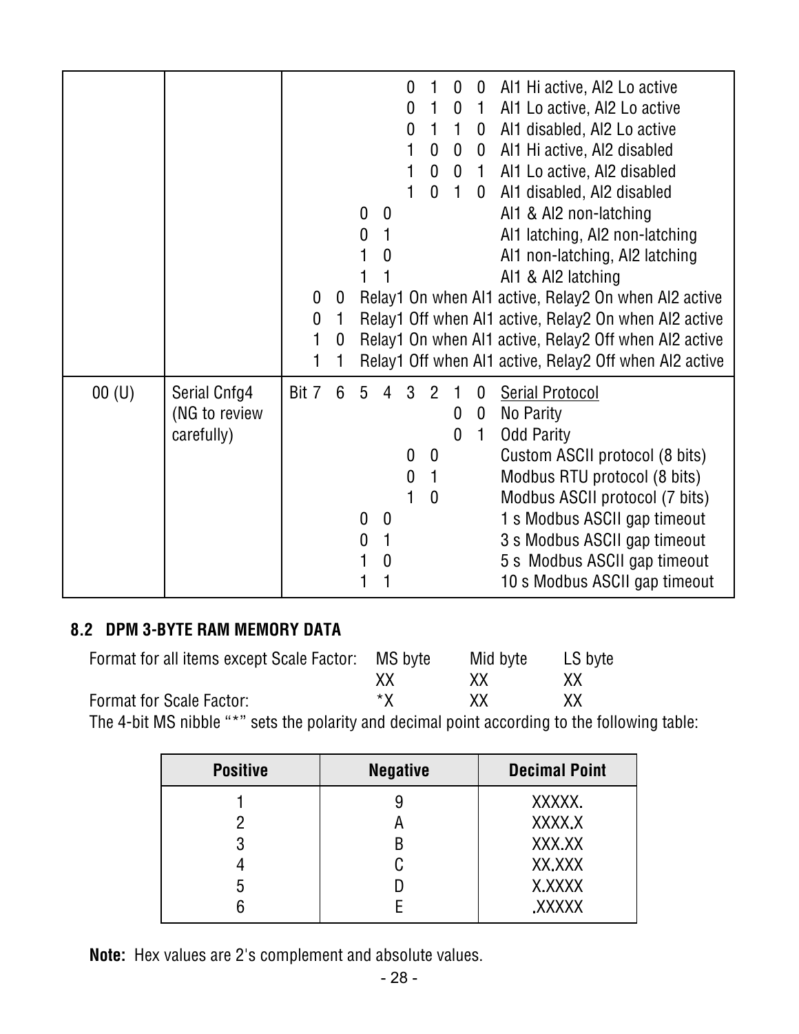| | | | | | | | | | | |
|---|---|---|---|---|---|---|---|---|---|---|
| | | | | | | 0 | 1 | 0 | 0 | Al1 Hi active, Al2 Lo active |
| | | | | | | 0 | 1 | 0 | 1 | Al1 Lo active, Al2 Lo active |
| | | | | | | 0 | 1 | 1 | 0 | Al1 disabled, Al2 Lo active |
| | | | | | | 1 | 0 | 0 | 0 | Al1 Hi active, Al2 disabled |
| | | | | | | 1 | 0 | 0 | 1 | Al1 Lo active, Al2 disabled |
| | | | | | | 1 | 0 | 1 | 0 | Al1 disabled, Al2 disabled |
| | | | | 0 | 0 | | | | | Al1 & Al2 non-latching |
| | | | | 0 | 1 | | | | | Al1 latching, Al2 non-latching |
| | | | | 1 | 0 | | | | | Al1 non-latching, Al2 latching |
| | | | | 1 | 1 | | | | | Al1 & Al2 latching |
| | | 0 | 0 | | | | | | | Relay1 On when Al1 active, Relay2 On when Al2 active |
| | | 0 | 1 | | | | | | | Relay1 Off when Al1 active, Relay2 On when Al2 active |
| | | 1 | 0 | | | | | | | Relay1 On when Al1 active, Relay2 Off when Al2 active |
| | | 1 | 1 | | | | | | | Relay1 Off when Al1 active, Relay2 Off when Al2 active |
| 00 (U) | Serial Cnfg4 (NG to review carefully) | Bit 7 | 6 | 5 | 4 | 3 | 2 | 1 | 0 | Serial Protocol |
| | | | | | | | | 0 | 0 | No Parity |
| | | | | | | | | 0 | 1 | Odd Parity |
| | | | | | | 0 | 0 | | | Custom ASCII protocol (8 bits) |
| | | | | | | 0 | 1 | | | Modbus RTU protocol (8 bits) |
| | | | | | | 1 | 0 | | | Modbus ASCII protocol (7 bits) |
| | | | | 0 | 0 | | | | | 1 s Modbus ASCII gap timeout |
| | | | | 0 | 1 | | | | | 3 s Modbus ASCII gap timeout |
| | | | | 1 | 0 | | | | | 5 s Modbus ASCII gap timeout |
| | | | | 1 | 1 | | | | | 10 s Modbus ASCII gap timeout |

## 8.2 DPM 3-BYTE RAM MEMORY DATA

| | MS byte | Mid byte | LS byte |
|---|---|---|---|
| Format for all items except Scale Factor: | XX | XX | XX |
| Format for Scale Factor: | *X | XX | XX |

The 4-bit MS nibble "*" sets the polarity and decimal point according to the following table:

| Positive | Negative | Decimal Point |
|---|---|---|
| 1 | 9 | XXXXX. |
| 2 | A | XXXX.X |
| 3 | B | XXX.XX |
| 4 | C | XX.XXX |
| 5 | D | X.XXXX |
| 6 | E | .XXXXX |

**Note:** Hex values are 2's complement and absolute values.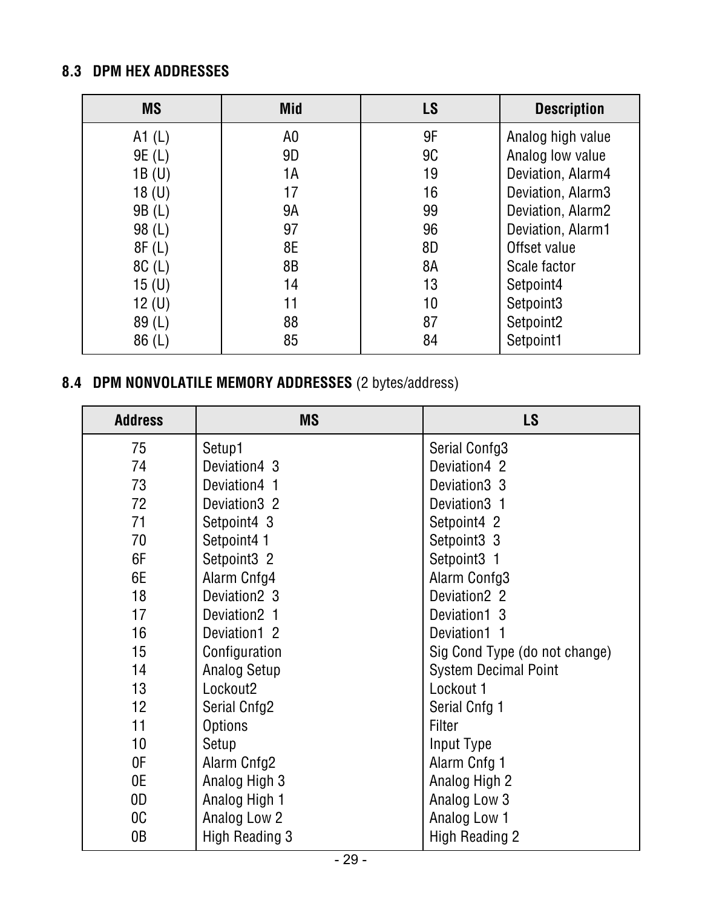### 8.3 DPM HEX ADDRESSES

| MS | Mid | LS | Description |
|---|---|---|---|
| A1 (L) | A0 | 9F | Analog high value |
| 9E (L) | 9D | 9C | Analog low value |
| 1B (U) | 1A | 19 | Deviation, Alarm4 |
| 18 (U) | 17 | 16 | Deviation, Alarm3 |
| 9B (L) | 9A | 99 | Deviation, Alarm2 |
| 98 (L) | 97 | 96 | Deviation, Alarm1 |
| 8F (L) | 8E | 8D | Offset value |
| 8C (L) | 8B | 8A | Scale factor |
| 15 (U) | 14 | 13 | Setpoint4 |
| 12 (U) | 11 | 10 | Setpoint3 |
| 89 (L) | 88 | 87 | Setpoint2 |
| 86 (L) | 85 | 84 | Setpoint1 |

### 8.4 DPM NONVOLATILE MEMORY ADDRESSES (2 bytes/address)

| Address | MS | LS |
|---|---|---|
| 75 | Setup1 | Serial Confg3 |
| 74 | Deviation4 3 | Deviation4 2 |
| 73 | Deviation4 1 | Deviation3 3 |
| 72 | Deviation3 2 | Deviation3 1 |
| 71 | Setpoint4 3 | Setpoint4 2 |
| 70 | Setpoint4 1 | Setpoint3 3 |
| 6F | Setpoint3 2 | Setpoint3 1 |
| 6E | Alarm Cnfg4 | Alarm Confg3 |
| 18 | Deviation2 3 | Deviation2 2 |
| 17 | Deviation2 1 | Deviation1 3 |
| 16 | Deviation1 2 | Deviation1 1 |
| 15 | Configuration | Sig Cond Type (do not change) |
| 14 | Analog Setup | System Decimal Point |
| 13 | Lockout2 | Lockout 1 |
| 12 | Serial Cnfg2 | Serial Cnfg 1 |
| 11 | Options | Filter |
| 10 | Setup | Input Type |
| 0F | Alarm Cnfg2 | Alarm Cnfg 1 |
| 0E | Analog High 3 | Analog High 2 |
| 0D | Analog High 1 | Analog Low 3 |
| 0C | Analog Low 2 | Analog Low 1 |
| 0B | High Reading 3 | High Reading 2 |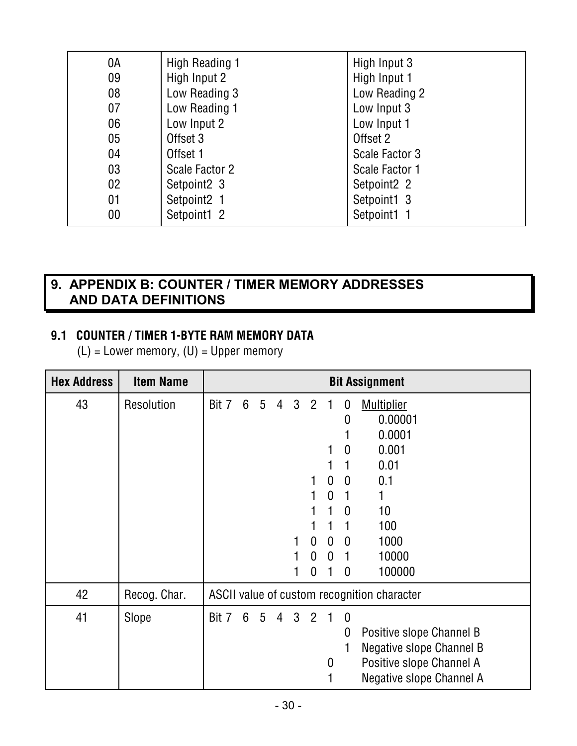| | | |
|---|---|---|
| 0A | High Reading 1 | High Input 3 |
| 09 | High Input 2 | High Input 1 |
| 08 | Low Reading 3 | Low Reading 2 |
| 07 | Low Reading 1 | Low Input 3 |
| 06 | Low Input 2 | Low Input 1 |
| 05 | Offset 3 | Offset 2 |
| 04 | Offset 1 | Scale Factor 3 |
| 03 | Scale Factor 2 | Scale Factor 1 |
| 02 | Setpoint2 3 | Setpoint2 2 |
| 01 | Setpoint2 1 | Setpoint1 3 |
| 00 | Setpoint1 2 | Setpoint1 1 |

# 9. APPENDIX B: COUNTER / TIMER MEMORY ADDRESSES AND DATA DEFINITIONS

## 9.1 COUNTER / TIMER 1-BYTE RAM MEMORY DATA

(L) = Lower memory, (U) = Upper memory

| Hex Address | Item Name | Bit Assignment |
|---|---|---|
| 43 | Resolution | Bit 7 6 5 4 3 2 1 0 Multiplier<br>0 — 0.00001<br>1 — 0.0001<br>1 0 — 0.001<br>1 1 — 0.01<br>1 0 0 — 0.1<br>1 0 1 — 1<br>1 1 0 — 10<br>1 1 1 — 100<br>1 0 0 0 — 1000<br>1 0 0 1 — 10000<br>1 0 1 0 — 100000 |
| 42 | Recog. Char. | ASCII value of custom recognition character |
| 41 | Slope | Bit 7 6 5 4 3 2 1 0<br>Bit 0 = 0 — Positive slope Channel B<br>Bit 0 = 1 — Negative slope Channel B<br>Bit 1 = 0 — Positive slope Channel A<br>Bit 1 = 1 — Negative slope Channel A |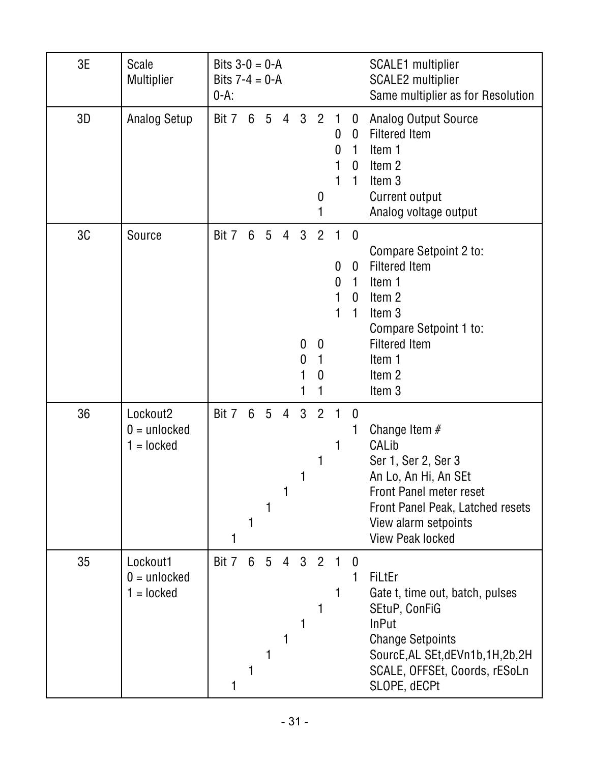| | | | | | | | | | | | |
|---|---|---|---|---|---|---|---|---|---|---|---|
| 3E | Scale Multiplier | Bits 3-0 = 0-A | | | | | | | | | SCALE1 multiplier |
| | | Bits 7-4 = 0-A | | | | | | | | | SCALE2 multiplier |
| | | 0-A: | | | | | | | | | Same multiplier as for Resolution |
| 3D | Analog Setup | Bit 7 | 6 | 5 | 4 | 3 | 2 | 1 | 0 | | Analog Output Source |
| | | | | | | | | 0 | 0 | | Filtered Item |
| | | | | | | | | 0 | 1 | | Item 1 |
| | | | | | | | | 1 | 0 | | Item 2 |
| | | | | | | | | 1 | 1 | | Item 3 |
| | | | | | | | 0 | | | | Current output |
| | | | | | | | 1 | | | | Analog voltage output |
| 3C | Source | Bit 7 | 6 | 5 | 4 | 3 | 2 | 1 | 0 | | |
| | | | | | | | | | | | Compare Setpoint 2 to: |
| | | | | | | | | 0 | 0 | | Filtered Item |
| | | | | | | | | 0 | 1 | | Item 1 |
| | | | | | | | | 1 | 0 | | Item 2 |
| | | | | | | | | 1 | 1 | | Item 3 |
| | | | | | | | | | | | Compare Setpoint 1 to: |
| | | | | | | 0 | 0 | | | | Filtered Item |
| | | | | | | 0 | 1 | | | | Item 1 |
| | | | | | | 1 | 0 | | | | Item 2 |
| | | | | | | 1 | 1 | | | | Item 3 |
| 36 | Lockout2 0 = unlocked 1 = locked | Bit 7 | 6 | 5 | 4 | 3 | 2 | 1 | 0 | | |
| | | | | | | | | | 1 | | Change Item # |
| | | | | | | | | 1 | | | CALib |
| | | | | | | | 1 | | | | Ser 1, Ser 2, Ser 3 |
| | | | | | | 1 | | | | | An Lo, An Hi, An SEt |
| | | | | | 1 | | | | | | Front Panel meter reset |
| | | | | 1 | | | | | | | Front Panel Peak, Latched resets |
| | | | 1 | | | | | | | | View alarm setpoints |
| | | 1 | | | | | | | | | View Peak locked |
| 35 | Lockout1 0 = unlocked 1 = locked | Bit 7 | 6 | 5 | 4 | 3 | 2 | 1 | 0 | | |
| | | | | | | | | | 1 | | FiLtEr |
| | | | | | | | | 1 | | | Gate t, time out, batch, pulses |
| | | | | | | | 1 | | | | SEtuP, ConFiG |
| | | | | | | 1 | | | | | InPut |
| | | | | | 1 | | | | | | Change Setpoints |
| | | | | 1 | | | | | | | SourcE,AL SEt,dEVn1b,1H,2b,2H |
| | | | 1 | | | | | | | | SCALE, OFFSEt, Coords, rESoLn |
| | | 1 | | | | | | | | | SLOPE, dECPt |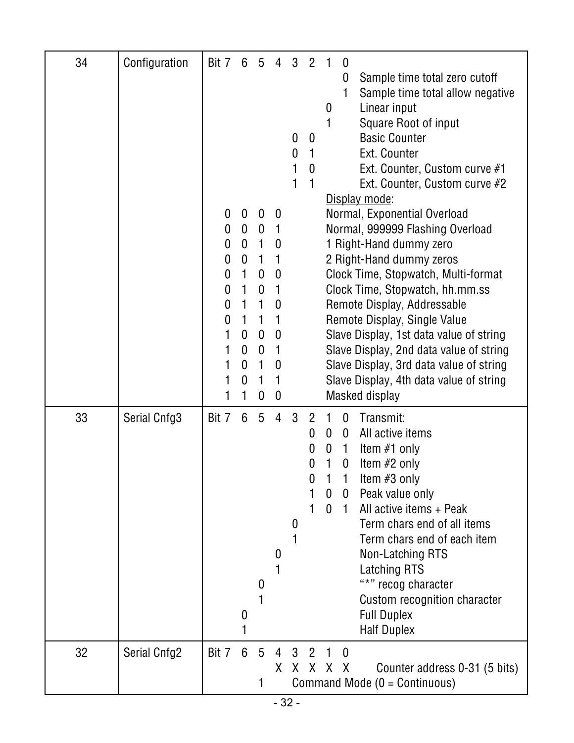| | | | | | | | | | | | |
|---|---|---|---|---|---|---|---|---|---|---|---|
| 34 | Configuration | Bit 7 | 6 | 5 | 4 | 3 | 2 | 1 | 0 | | |
| | | | | | | | | | 0 | Sample time total zero cutoff |
| | | | | | | | | | 1 | Sample time total allow negative |
| | | | | | | | | 0 | | Linear input |
| | | | | | | | | 1 | | Square Root of input |
| | | | | | | 0 | 0 | | | Basic Counter |
| | | | | | | 0 | 1 | | | Ext. Counter |
| | | | | | | 1 | 0 | | | Ext. Counter, Custom curve #1 |
| | | | | | | 1 | 1 | | | Ext. Counter, Custom curve #2 |
| | | | | | | | | | | Display mode: |
| | | 0 | 0 | 0 | 0 | | | | | Normal, Exponential Overload |
| | | 0 | 0 | 0 | 1 | | | | | Normal, 999999 Flashing Overload |
| | | 0 | 0 | 1 | 0 | | | | | 1 Right-Hand dummy zero |
| | | 0 | 0 | 1 | 1 | | | | | 2 Right-Hand dummy zeros |
| | | 0 | 1 | 0 | 0 | | | | | Clock Time, Stopwatch, Multi-format |
| | | 0 | 1 | 0 | 1 | | | | | Clock Time, Stopwatch, hh.mm.ss |
| | | 0 | 1 | 1 | 0 | | | | | Remote Display, Addressable |
| | | 0 | 1 | 1 | 1 | | | | | Remote Display, Single Value |
| | | 1 | 0 | 0 | 0 | | | | | Slave Display, 1st data value of string |
| | | 1 | 0 | 0 | 1 | | | | | Slave Display, 2nd data value of string |
| | | 1 | 0 | 1 | 0 | | | | | Slave Display, 3rd data value of string |
| | | 1 | 0 | 1 | 1 | | | | | Slave Display, 4th data value of string |
| | | 1 | 1 | 0 | 0 | | | | | Masked display |
| 33 | Serial Cnfg3 | Bit 7 | 6 | 5 | 4 | 3 | 2 | 1 | 0 | Transmit: |
| | | | | | | | 0 | 0 | 0 | All active items |
| | | | | | | | 0 | 0 | 1 | Item #1 only |
| | | | | | | | 0 | 1 | 0 | Item #2 only |
| | | | | | | | 0 | 1 | 1 | Item #3 only |
| | | | | | | | 1 | 0 | 0 | Peak value only |
| | | | | | | | 1 | 0 | 1 | All active items + Peak |
| | | | | | | 0 | | | | Term chars end of all items |
| | | | | | | 1 | | | | Term chars end of each item |
| | | | | | 0 | | | | | Non-Latching RTS |
| | | | | | 1 | | | | | Latching RTS |
| | | | | 0 | | | | | | "*" recog character |
| | | | | 1 | | | | | | Custom recognition character |
| | | | 0 | | | | | | | Full Duplex |
| | | | 1 | | | | | | | Half Duplex |
| 32 | Serial Cnfg2 | Bit 7 | 6 | 5 | 4 | 3 | 2 | 1 | 0 | |
| | | | | | X | X | X | X | X | Counter address 0-31 (5 bits) |
| | | | | 1 | | | | | | Command Mode (0 = Continuous) |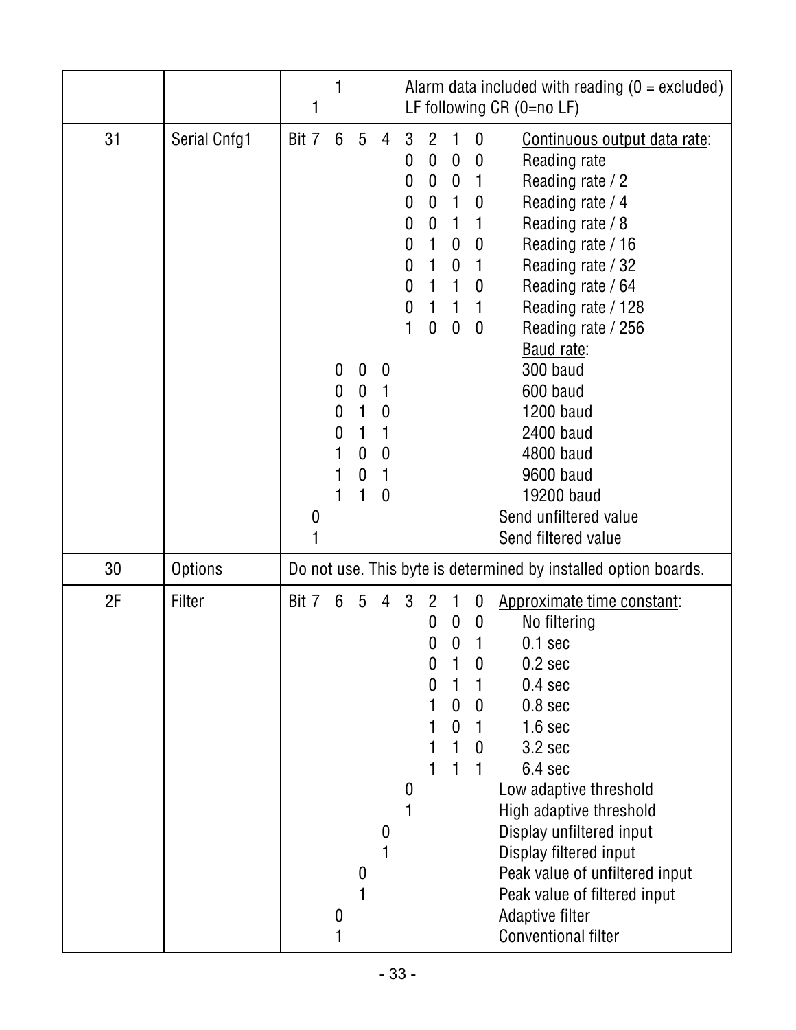| | | | | | | | | | | | |
|---|---|---|---|---|---|---|---|---|---|---|---|
| | | | 1 | | | | | | | | Alarm data included with reading (0 = excluded) |
| | | 1 | | | | | | | | | LF following CR (0=no LF) |
| 31 | Serial Cnfg1 | Bit 7 | 6 | 5 | 4 | 3 | 2 | 1 | 0 | | Continuous output data rate: |
| | | | | | | 0 | 0 | 0 | 0 | | Reading rate |
| | | | | | | 0 | 0 | 0 | 1 | | Reading rate / 2 |
| | | | | | | 0 | 0 | 1 | 0 | | Reading rate / 4 |
| | | | | | | 0 | 0 | 1 | 1 | | Reading rate / 8 |
| | | | | | | 0 | 1 | 0 | 0 | | Reading rate / 16 |
| | | | | | | 0 | 1 | 0 | 1 | | Reading rate / 32 |
| | | | | | | 0 | 1 | 1 | 0 | | Reading rate / 64 |
| | | | | | | 0 | 1 | 1 | 1 | | Reading rate / 128 |
| | | | | | | 1 | 0 | 0 | 0 | | Reading rate / 256 |
| | | | | | | | | | | | Baud rate: |
| | | | 0 | 0 | 0 | | | | | | 300 baud |
| | | | 0 | 0 | 1 | | | | | | 600 baud |
| | | | 0 | 1 | 0 | | | | | | 1200 baud |
| | | | 0 | 1 | 1 | | | | | | 2400 baud |
| | | | 1 | 0 | 0 | | | | | | 4800 baud |
| | | | 1 | 0 | 1 | | | | | | 9600 baud |
| | | | 1 | 1 | 0 | | | | | | 19200 baud |
| | | 0 | | | | | | | | | Send unfiltered value |
| | | 1 | | | | | | | | | Send filtered value |
| 30 | Options | Do not use. This byte is determined by installed option boards. | | | | | | | | | |
| 2F | Filter | Bit 7 | 6 | 5 | 4 | 3 | 2 | 1 | 0 | | Approximate time constant: |
| | | | | | | | 0 | 0 | 0 | | No filtering |
| | | | | | | | 0 | 0 | 1 | | 0.1 sec |
| | | | | | | | 0 | 1 | 0 | | 0.2 sec |
| | | | | | | | 0 | 1 | 1 | | 0.4 sec |
| | | | | | | | 1 | 0 | 0 | | 0.8 sec |
| | | | | | | | 1 | 0 | 1 | | 1.6 sec |
| | | | | | | | 1 | 1 | 0 | | 3.2 sec |
| | | | | | | | 1 | 1 | 1 | | 6.4 sec |
| | | | | | | 0 | | | | | Low adaptive threshold |
| | | | | | | 1 | | | | | High adaptive threshold |
| | | | | | 0 | | | | | | Display unfiltered input |
| | | | | | 1 | | | | | | Display filtered input |
| | | | | 0 | | | | | | | Peak value of unfiltered input |
| | | | | 1 | | | | | | | Peak value of filtered input |
| | | | 0 | | | | | | | | Adaptive filter |
| | | | 1 | | | | | | | | Conventional filter |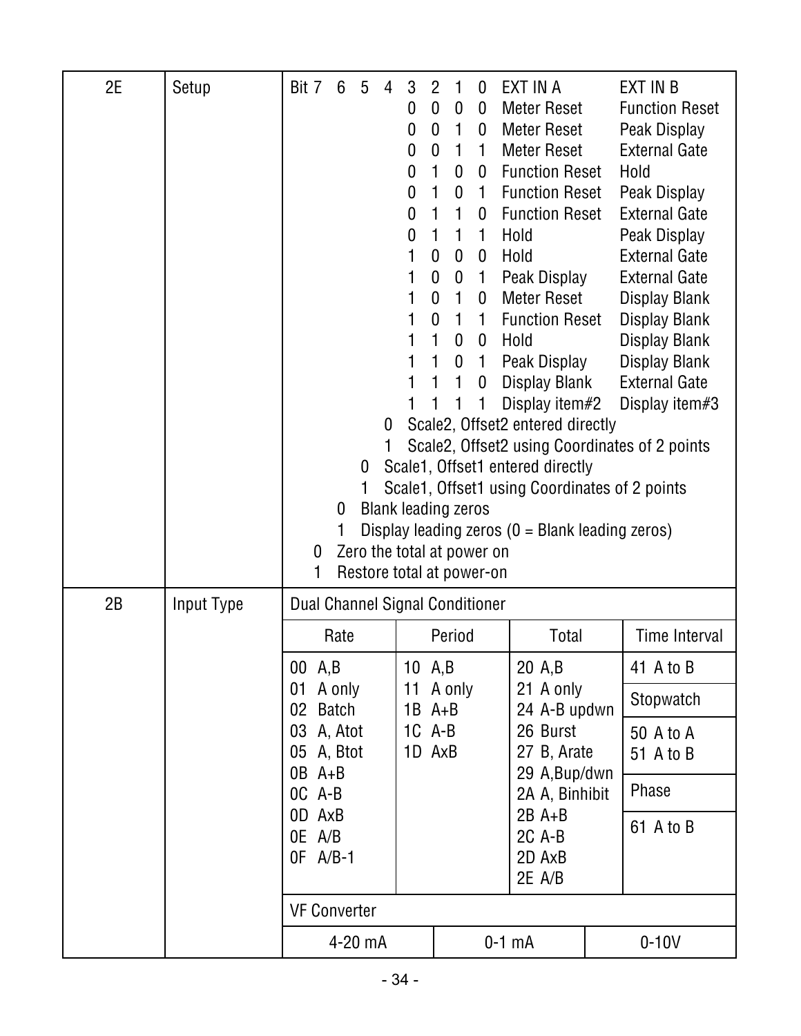| | | |
|---|---|---|
| 2E | Setup | Bit 7 6 5 4 3 2 1 0 — EXT IN A / EXT IN B |
| | | 0 0 0 0 — Meter Reset / Function Reset |
| | | 0 0 1 0 — Meter Reset / Peak Display |
| | | 0 0 1 1 — Meter Reset / External Gate |
| | | 0 1 0 0 — Function Reset / Hold |
| | | 0 1 0 1 — Function Reset / Peak Display |
| | | 0 1 1 0 — Function Reset / External Gate |
| | | 0 1 1 1 — Hold / Peak Display |
| | | 1 0 0 0 — Hold / External Gate |
| | | 1 0 0 1 — Peak Display / External Gate |
| | | 1 0 1 0 — Meter Reset / Display Blank |
| | | 1 0 1 1 — Function Reset / Display Blank |
| | | 1 1 0 0 — Hold / Display Blank |
| | | 1 1 0 1 — Peak Display / Display Blank |
| | | 1 1 1 0 — Display Blank / External Gate |
| | | 1 1 1 1 — Display item#2 / Display item#3 |
| | | Bit 4: 0 Scale2, Offset2 entered directly |
| | | Bit 4: 1 Scale2, Offset2 using Coordinates of 2 points |
| | | Bit 5: 0 Scale1, Offset1 entered directly |
| | | Bit 5: 1 Scale1, Offset1 using Coordinates of 2 points |
| | | Bit 6: 0 Blank leading zeros |
| | | Bit 6: 1 Display leading zeros (0 = Blank leading zeros) |
| | | Bit 7: 0 Zero the total at power on |
| | | Bit 7: 1 Restore total at power-on |

**2B — Input Type**

Dual Channel Signal Conditioner

| Rate | Period | Total | Time Interval |
|---|---|---|---|
| 00 A,B<br>01 A only<br>02 Batch<br>03 A, Atot<br>05 A, Btot<br>0B A+B<br>0C A-B<br>0D AxB<br>0E A/B<br>0F A/B-1 | 10 A,B<br>11 A only<br>1B A+B<br>1C A-B<br>1D AxB | 20 A,B<br>21 A only<br>24 A-B updwn<br>26 Burst<br>27 B, Arate<br>29 A,Bup/dwn<br>2A A, Binhibit<br>2B A+B<br>2C A-B<br>2D AxB<br>2E A/B | 41 A to B<br>**Stopwatch**<br>50 A to A<br>51 A to B<br>**Phase**<br>61 A to B |

VF Converter

| 4-20 mA | 0-1 mA | 0-10V |
|---|---|---|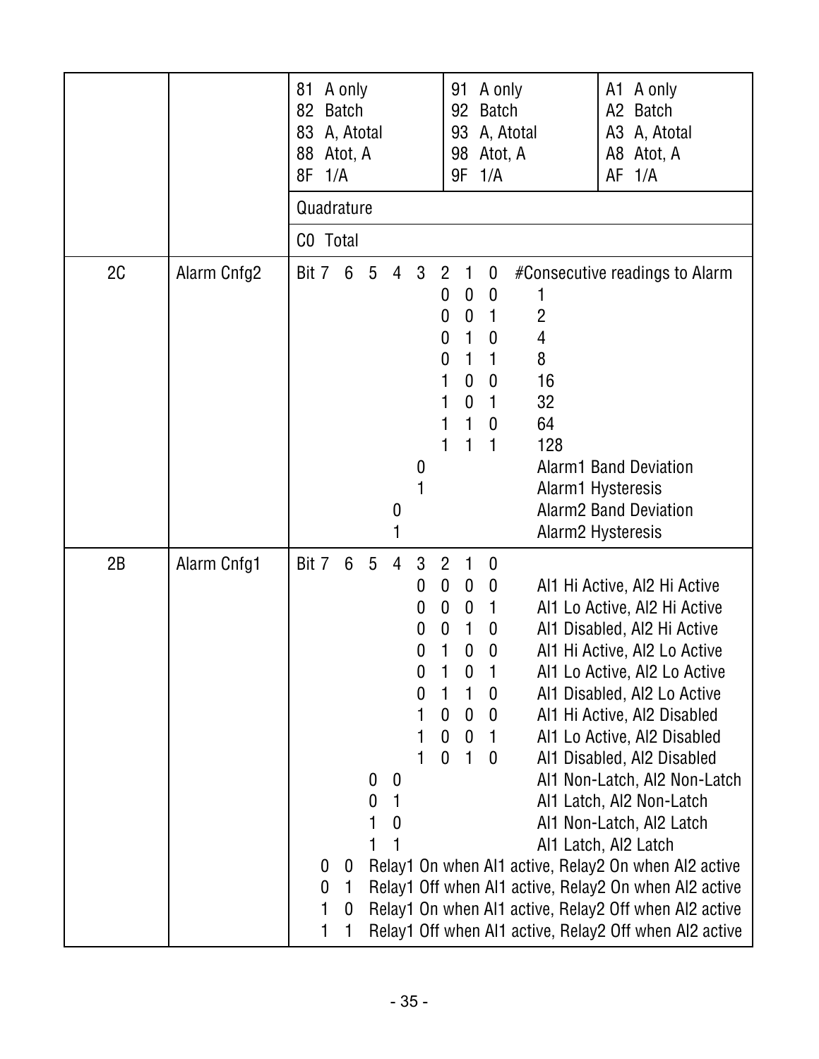| | | | | |
|---|---|---|---|---|
| | | 81 A only<br>82 Batch<br>83 A, Atotal<br>88 Atot, A<br>8F 1/A | 91 A only<br>92 Batch<br>93 A, Atotal<br>98 Atot, A<br>9F 1/A | A1 A only<br>A2 Batch<br>A3 A, Atotal<br>A8 Atot, A<br>AF 1/A |
| | | Quadrature | | |
| | | C0 Total | | |
| 2C | Alarm Cnfg2 | Bit 7 6 5 4 3 2 1 0 #Consecutive readings to Alarm<br>0 0 0 1<br>0 0 1 2<br>0 1 0 4<br>0 1 1 8<br>1 0 0 16<br>1 0 1 32<br>1 1 0 64<br>1 1 1 128<br>Bit 3 = 0: Alarm1 Band Deviation<br>Bit 3 = 1: Alarm1 Hysteresis<br>Bit 4 = 0: Alarm2 Band Deviation<br>Bit 4 = 1: Alarm2 Hysteresis | | |
| 2B | Alarm Cnfg1 | Bit 7 6 5 4 3 2 1 0<br>0 0 0 0 Al1 Hi Active, Al2 Hi Active<br>0 0 0 1 Al1 Lo Active, Al2 Hi Active<br>0 0 1 0 Al1 Disabled, Al2 Hi Active<br>0 1 0 0 Al1 Hi Active, Al2 Lo Active<br>0 1 0 1 Al1 Lo Active, Al2 Lo Active<br>0 1 1 0 Al1 Disabled, Al2 Lo Active<br>1 0 0 0 Al1 Hi Active, Al2 Disabled<br>1 0 0 1 Al1 Lo Active, Al2 Disabled<br>1 0 1 0 Al1 Disabled, Al2 Disabled<br>Bits 5 4:<br>0 0 Al1 Non-Latch, Al2 Non-Latch<br>0 1 Al1 Latch, Al2 Non-Latch<br>1 0 Al1 Non-Latch, Al2 Latch<br>1 1 Al1 Latch, Al2 Latch<br>Bits 7 6:<br>0 0 Relay1 On when Al1 active, Relay2 On when Al2 active<br>0 1 Relay1 Off when Al1 active, Relay2 On when Al2 active<br>1 0 Relay1 On when Al1 active, Relay2 Off when Al2 active<br>1 1 Relay1 Off when Al1 active, Relay2 Off when Al2 active | | |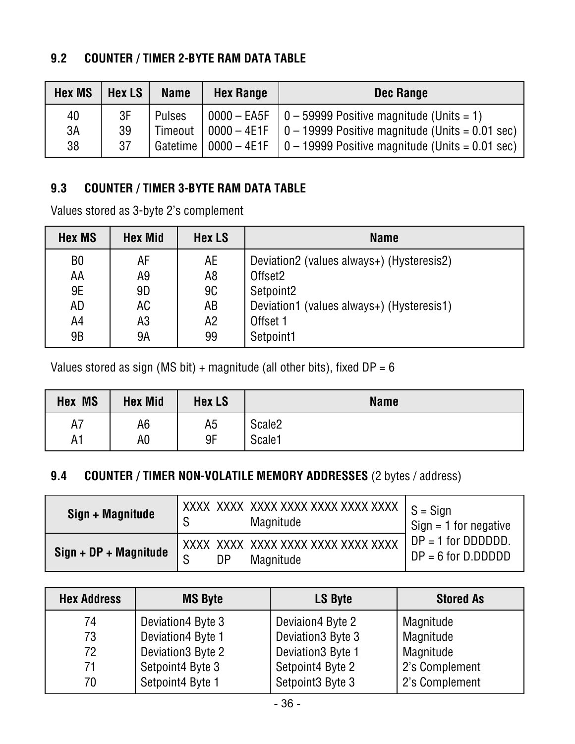## 9.2 COUNTER / TIMER 2-BYTE RAM DATA TABLE

| Hex MS | Hex LS | Name | Hex Range | Dec Range |
|---|---|---|---|---|
| 40 | 3F | Pulses | 0000 – EA5F | 0 – 59999 Positive magnitude (Units = 1) |
| 3A | 39 | Timeout | 0000 – 4E1F | 0 – 19999 Positive magnitude (Units = 0.01 sec) |
| 38 | 37 | Gatetime | 0000 – 4E1F | 0 – 19999 Positive magnitude (Units = 0.01 sec) |

## 9.3 COUNTER / TIMER 3-BYTE RAM DATA TABLE

Values stored as 3-byte 2's complement

| Hex MS | Hex Mid | Hex LS | Name |
|---|---|---|---|
| B0 | AF | AE | Deviation2 (values always+) (Hysteresis2) |
| AA | A9 | A8 | Offset2 |
| 9E | 9D | 9C | Setpoint2 |
| AD | AC | AB | Deviation1 (values always+) (Hysteresis1) |
| A4 | A3 | A2 | Offset 1 |
| 9B | 9A | 99 | Setpoint1 |

Values stored as sign (MS bit) + magnitude (all other bits), fixed DP = 6

| Hex MS | Hex Mid | Hex LS | Name |
|---|---|---|---|
| A7 | A6 | A5 | Scale2 |
| A1 | A0 | 9F | Scale1 |

## 9.4 COUNTER / TIMER NON-VOLATILE MEMORY ADDRESSES (2 bytes / address)

| Format | Bits | Legend |
|---|---|---|
| Sign + Magnitude | XXXX XXXX XXXX XXXX XXXX XXXX XXXX<br>S Magnitude | S = Sign<br>Sign = 1 for negative<br>DP = 1 for DDDDDD.<br>DP = 6 for D.DDDDD |
| Sign + DP + Magnitude | XXXX XXXX XXXX XXXX XXXX XXXX XXXX<br>S DP Magnitude | |

| Hex Address | MS Byte | LS Byte | Stored As |
|---|---|---|---|
| 74 | Deviation4 Byte 3 | Deviaion4 Byte 2 | Magnitude |
| 73 | Deviation4 Byte 1 | Deviation3 Byte 3 | Magnitude |
| 72 | Deviation3 Byte 2 | Deviation3 Byte 1 | Magnitude |
| 71 | Setpoint4 Byte 3 | Setpoint4 Byte 2 | 2's Complement |
| 70 | Setpoint4 Byte 1 | Setpoint3 Byte 3 | 2's Complement |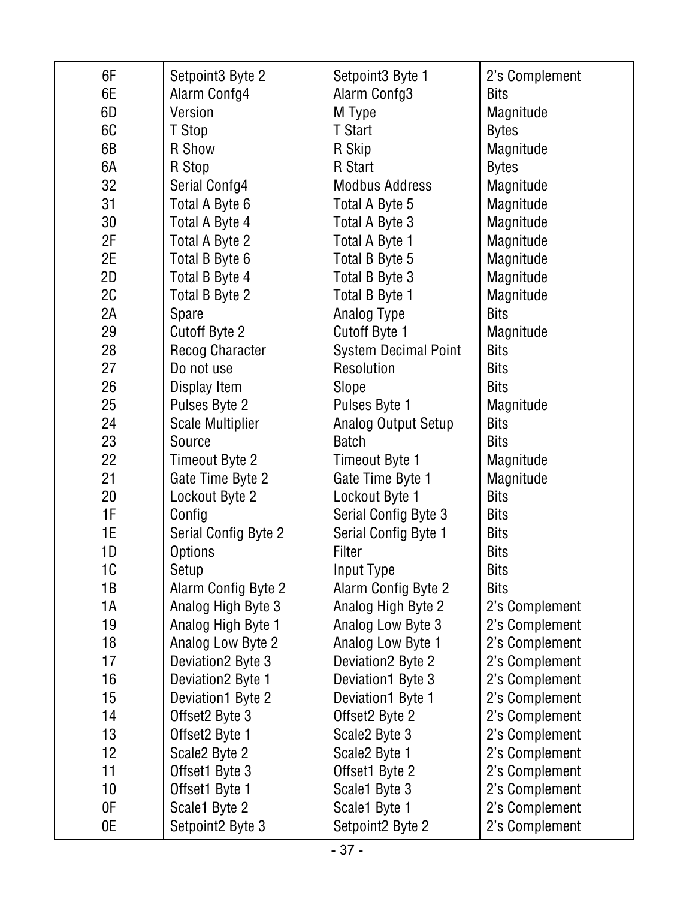| | | | |
|---|---|---|---|
| 6F | Setpoint3 Byte 2 | Setpoint3 Byte 1 | 2's Complement |
| 6E | Alarm Confg4 | Alarm Confg3 | Bits |
| 6D | Version | M Type | Magnitude |
| 6C | T Stop | T Start | Bytes |
| 6B | R Show | R Skip | Magnitude |
| 6A | R Stop | R Start | Bytes |
| 32 | Serial Confg4 | Modbus Address | Magnitude |
| 31 | Total A Byte 6 | Total A Byte 5 | Magnitude |
| 30 | Total A Byte 4 | Total A Byte 3 | Magnitude |
| 2F | Total A Byte 2 | Total A Byte 1 | Magnitude |
| 2E | Total B Byte 6 | Total B Byte 5 | Magnitude |
| 2D | Total B Byte 4 | Total B Byte 3 | Magnitude |
| 2C | Total B Byte 2 | Total B Byte 1 | Magnitude |
| 2A | Spare | Analog Type | Bits |
| 29 | Cutoff Byte 2 | Cutoff Byte 1 | Magnitude |
| 28 | Recog Character | System Decimal Point | Bits |
| 27 | Do not use | Resolution | Bits |
| 26 | Display Item | Slope | Bits |
| 25 | Pulses Byte 2 | Pulses Byte 1 | Magnitude |
| 24 | Scale Multiplier | Analog Output Setup | Bits |
| 23 | Source | Batch | Bits |
| 22 | Timeout Byte 2 | Timeout Byte 1 | Magnitude |
| 21 | Gate Time Byte 2 | Gate Time Byte 1 | Magnitude |
| 20 | Lockout Byte 2 | Lockout Byte 1 | Bits |
| 1F | Config | Serial Config Byte 3 | Bits |
| 1E | Serial Config Byte 2 | Serial Config Byte 1 | Bits |
| 1D | Options | Filter | Bits |
| 1C | Setup | Input Type | Bits |
| 1B | Alarm Config Byte 2 | Alarm Config Byte 2 | Bits |
| 1A | Analog High Byte 3 | Analog High Byte 2 | 2's Complement |
| 19 | Analog High Byte 1 | Analog Low Byte 3 | 2's Complement |
| 18 | Analog Low Byte 2 | Analog Low Byte 1 | 2's Complement |
| 17 | Deviation2 Byte 3 | Deviation2 Byte 2 | 2's Complement |
| 16 | Deviation2 Byte 1 | Deviation1 Byte 3 | 2's Complement |
| 15 | Deviation1 Byte 2 | Deviation1 Byte 1 | 2's Complement |
| 14 | Offset2 Byte 3 | Offset2 Byte 2 | 2's Complement |
| 13 | Offset2 Byte 1 | Scale2 Byte 3 | 2's Complement |
| 12 | Scale2 Byte 2 | Scale2 Byte 1 | 2's Complement |
| 11 | Offset1 Byte 3 | Offset1 Byte 2 | 2's Complement |
| 10 | Offset1 Byte 1 | Scale1 Byte 3 | 2's Complement |
| 0F | Scale1 Byte 2 | Scale1 Byte 1 | 2's Complement |
| 0E | Setpoint2 Byte 3 | Setpoint2 Byte 2 | 2's Complement |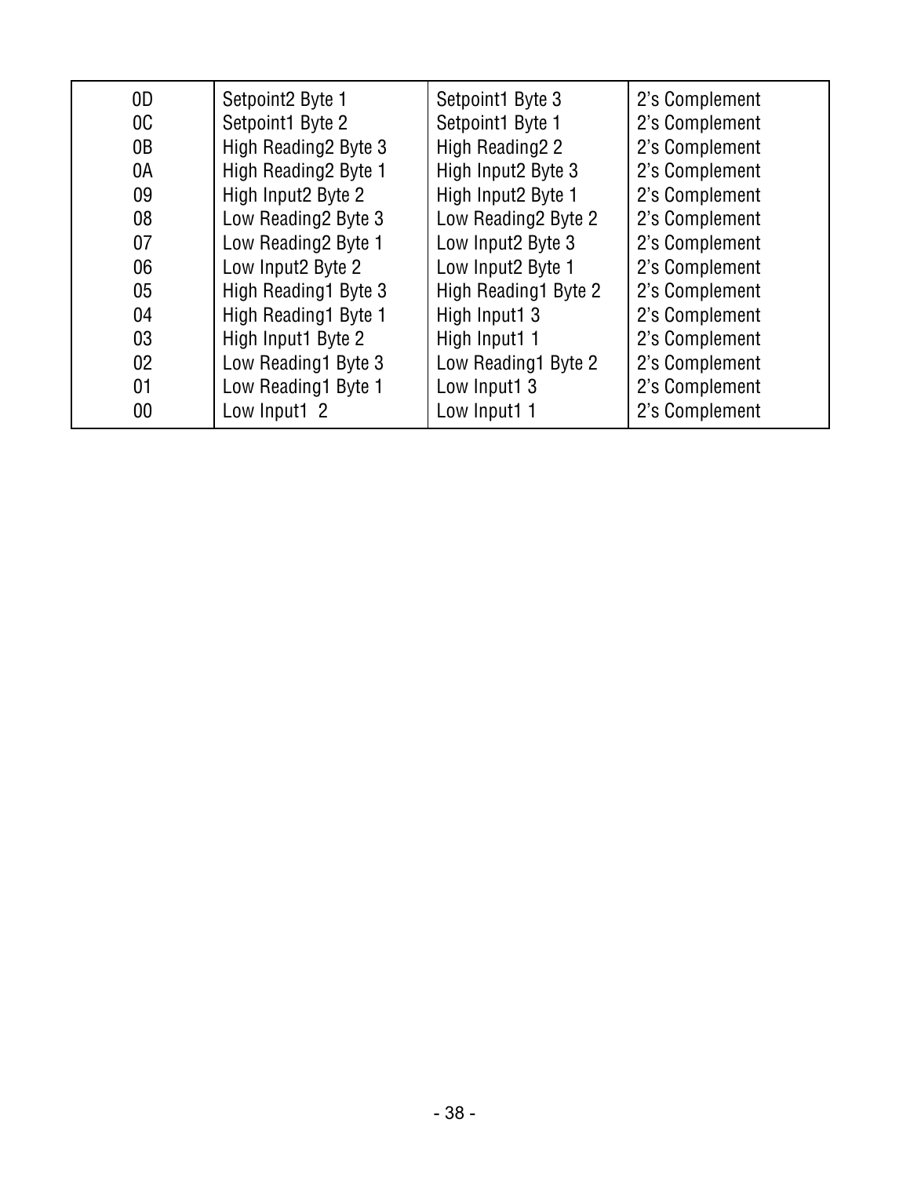| | | | |
|---|---|---|---|
| 0D | Setpoint2 Byte 1 | Setpoint1 Byte 3 | 2's Complement |
| 0C | Setpoint1 Byte 2 | Setpoint1 Byte 1 | 2's Complement |
| 0B | High Reading2 Byte 3 | High Reading2 2 | 2's Complement |
| 0A | High Reading2 Byte 1 | High Input2 Byte 3 | 2's Complement |
| 09 | High Input2 Byte 2 | High Input2 Byte 1 | 2's Complement |
| 08 | Low Reading2 Byte 3 | Low Reading2 Byte 2 | 2's Complement |
| 07 | Low Reading2 Byte 1 | Low Input2 Byte 3 | 2's Complement |
| 06 | Low Input2 Byte 2 | Low Input2 Byte 1 | 2's Complement |
| 05 | High Reading1 Byte 3 | High Reading1 Byte 2 | 2's Complement |
| 04 | High Reading1 Byte 1 | High Input1 3 | 2's Complement |
| 03 | High Input1 Byte 2 | High Input1 1 | 2's Complement |
| 02 | Low Reading1 Byte 3 | Low Reading1 Byte 2 | 2's Complement |
| 01 | Low Reading1 Byte 1 | Low Input1 3 | 2's Complement |
| 00 | Low Input1 2 | Low Input1 1 | 2's Complement |